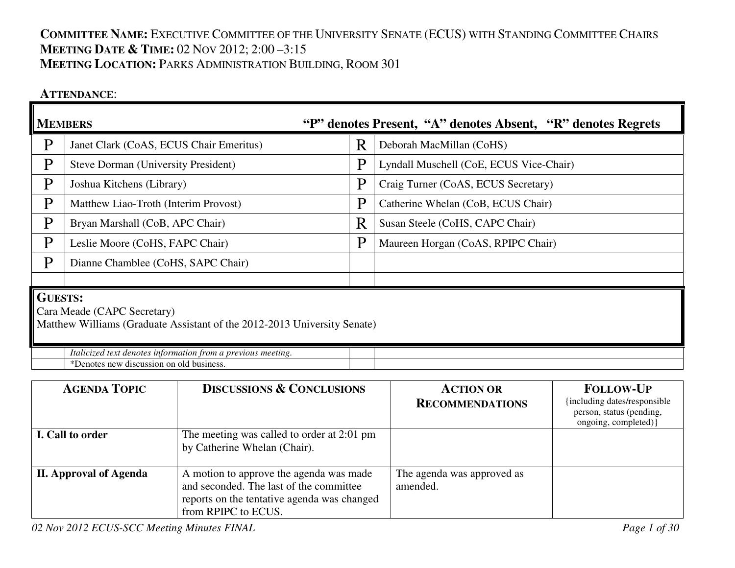**COMMITTEE NAME:** EXECUTIVE COMMITTEE OF THE UNIVERSITY SENATE (ECUS) WITH STANDING COMMITTEE CHAIRS
**MEETING DATE & TIME:** 02 NOV 2012; 2:00 –3:15
**MEETING LOCATION:** PARKS ADMINISTRATION BUILDING, ROOM 301

**ATTENDANCE**:

| **MEMBERS** | | **"P" denotes Present, "A" denotes Absent, "R" denotes Regrets** | |
|---|---|---|---|
| P | Janet Clark (CoAS, ECUS Chair Emeritus) | R | Deborah MacMillan (CoHS) |
| P | Steve Dorman (University President) | P | Lyndall Muschell (CoE, ECUS Vice-Chair) |
| P | Joshua Kitchens (Library) | P | Craig Turner (CoAS, ECUS Secretary) |
| P | Matthew Liao-Troth (Interim Provost) | P | Catherine Whelan (CoB, ECUS Chair) |
| P | Bryan Marshall (CoB, APC Chair) | R | Susan Steele (CoHS, CAPC Chair) |
| P | Leslie Moore (CoHS, FAPC Chair) | P | Maureen Horgan (CoAS, RPIPC Chair) |
| P | Dianne Chamblee (CoHS, SAPC Chair) | | |

**GUESTS:**
Cara Meade (CAPC Secretary)
Matthew Williams (Graduate Assistant of the 2012-2013 University Senate)

*Italicized text denotes information from a previous meeting.*
\*Denotes new discussion on old business.

| AGENDA TOPIC | DISCUSSIONS & CONCLUSIONS | ACTION OR RECOMMENDATIONS | FOLLOW-UP {including dates/responsible person, status (pending, ongoing, completed)} |
|---|---|---|---|
| **I. Call to order** | The meeting was called to order at 2:01 pm by Catherine Whelan (Chair). | | |
| **II. Approval of Agenda** | A motion to approve the agenda was made and seconded. The last of the committee reports on the tentative agenda was changed from RPIPC to ECUS. | The agenda was approved as amended. | |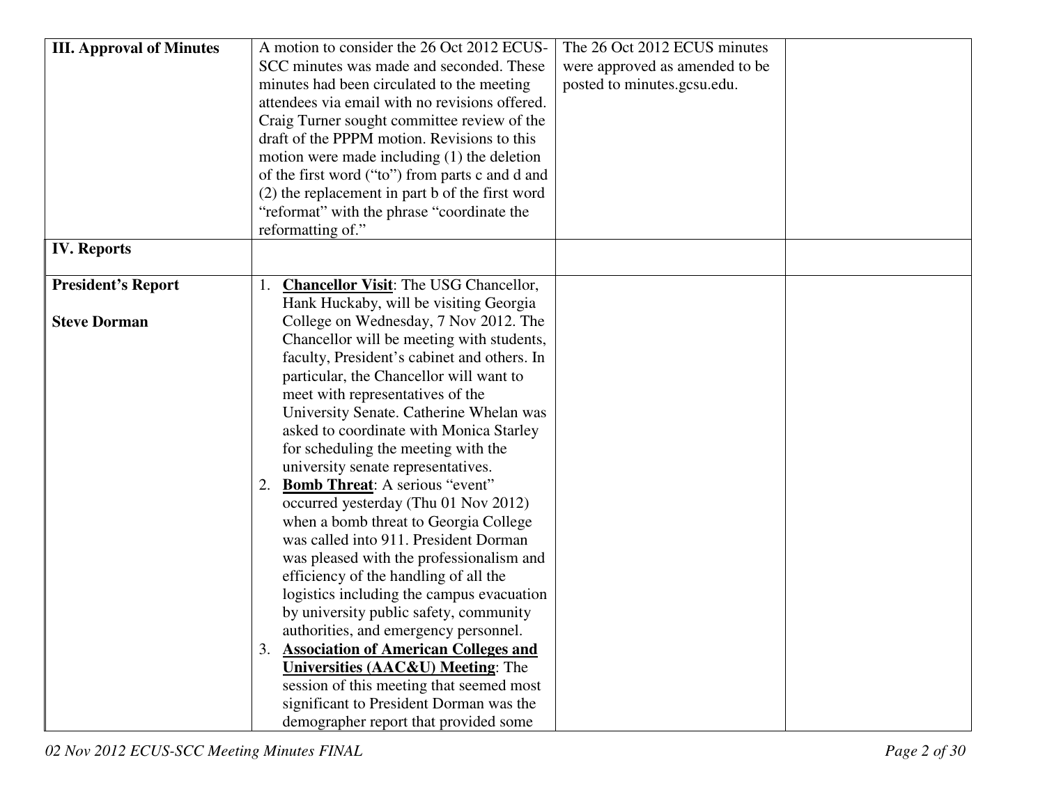| | | | |
|---|---|---|---|
| **III. Approval of Minutes** | A motion to consider the 26 Oct 2012 ECUS-SCC minutes was made and seconded. These minutes had been circulated to the meeting attendees via email with no revisions offered. Craig Turner sought committee review of the draft of the PPPM motion. Revisions to this motion were made including (1) the deletion of the first word ("to") from parts c and d and (2) the replacement in part b of the first word "reformat" with the phrase "coordinate the reformatting of." | The 26 Oct 2012 ECUS minutes were approved as amended to be posted to minutes.gcsu.edu. | |
| **IV. Reports** | | | |
| **President's Report**<br><br>**Steve Dorman** | 1. **Chancellor Visit**: The USG Chancellor, Hank Huckaby, will be visiting Georgia College on Wednesday, 7 Nov 2012. The Chancellor will be meeting with students, faculty, President's cabinet and others. In particular, the Chancellor will want to meet with representatives of the University Senate. Catherine Whelan was asked to coordinate with Monica Starley for scheduling the meeting with the university senate representatives.<br>2. **Bomb Threat**: A serious "event" occurred yesterday (Thu 01 Nov 2012) when a bomb threat to Georgia College was called into 911. President Dorman was pleased with the professionalism and efficiency of the handling of all the logistics including the campus evacuation by university public safety, community authorities, and emergency personnel.<br>3. **Association of American Colleges and Universities (AAC&U) Meeting**: The session of this meeting that seemed most significant to President Dorman was the demographer report that provided some | | |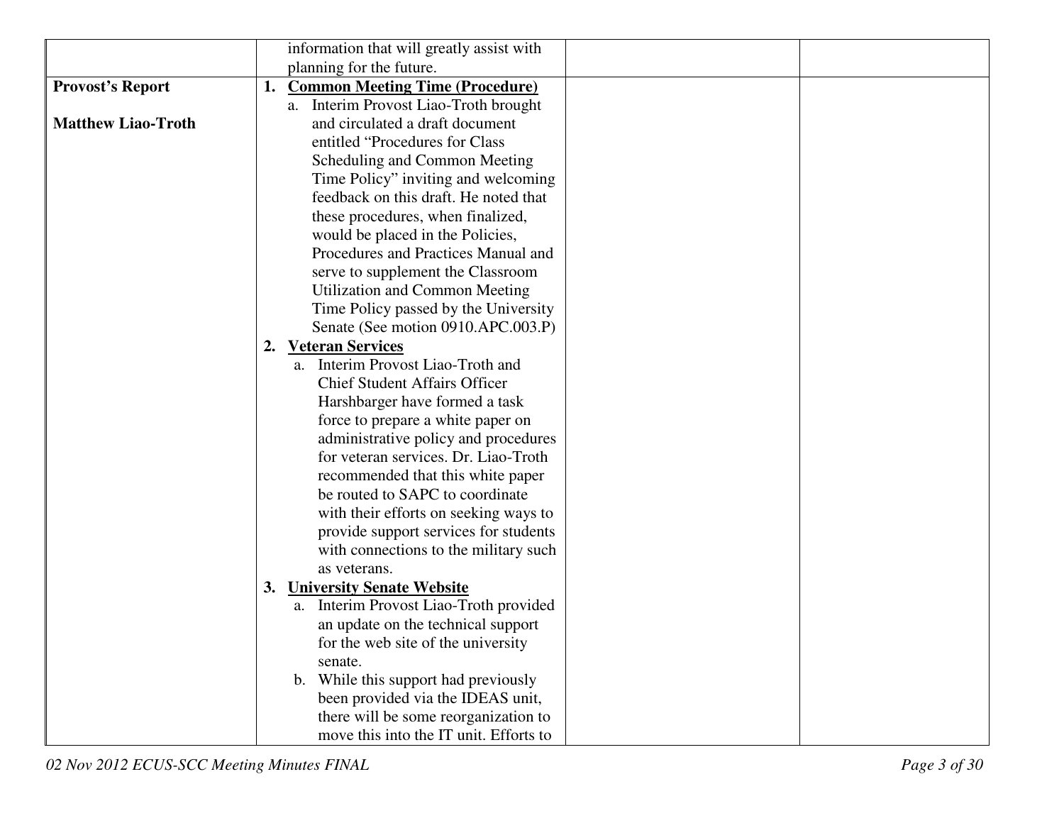| | | | |
|---|---|---|---|
| | information that will greatly assist with planning for the future. | | |
| **Provost's Report**<br><br>**Matthew Liao-Troth** | **1. Common Meeting Time (Procedure)**<br>a. Interim Provost Liao-Troth brought and circulated a draft document entitled "Procedures for Class Scheduling and Common Meeting Time Policy" inviting and welcoming feedback on this draft. He noted that these procedures, when finalized, would be placed in the Policies, Procedures and Practices Manual and serve to supplement the Classroom Utilization and Common Meeting Time Policy passed by the University Senate (See motion 0910.APC.003.P)<br>**2. Veteran Services**<br>a. Interim Provost Liao-Troth and Chief Student Affairs Officer Harshbarger have formed a task force to prepare a white paper on administrative policy and procedures for veteran services. Dr. Liao-Troth recommended that this white paper be routed to SAPC to coordinate with their efforts on seeking ways to provide support services for students with connections to the military such as veterans.<br>**3. University Senate Website**<br>a. Interim Provost Liao-Troth provided an update on the technical support for the web site of the university senate.<br>b. While this support had previously been provided via the IDEAS unit, there will be some reorganization to move this into the IT unit. Efforts to | | |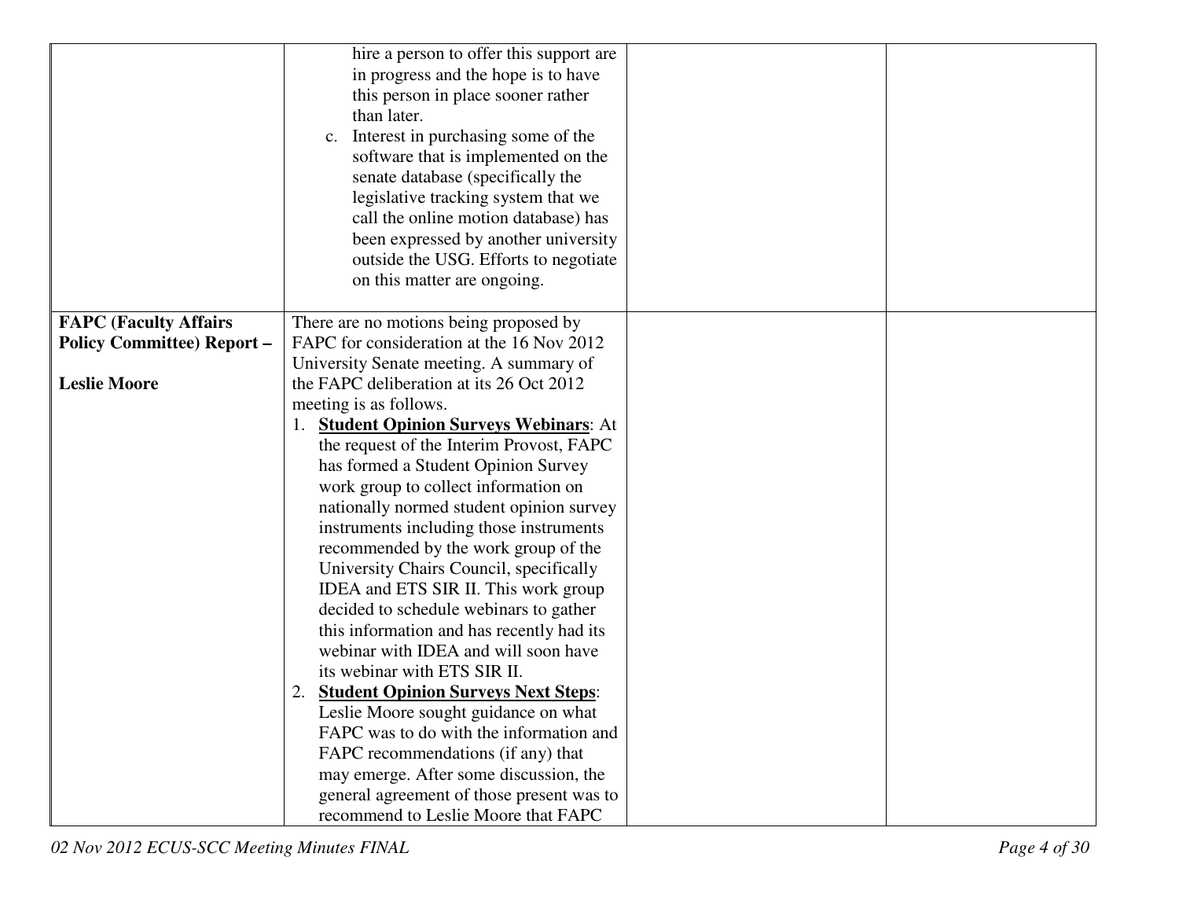| | | | |
|---|---|---|---|
| | hire a person to offer this support are in progress and the hope is to have this person in place sooner rather than later.<br>c. Interest in purchasing some of the software that is implemented on the senate database (specifically the legislative tracking system that we call the online motion database) has been expressed by another university outside the USG. Efforts to negotiate on this matter are ongoing. | | |
| **FAPC (Faculty Affairs Policy Committee) Report –**<br><br>**Leslie Moore** | There are no motions being proposed by FAPC for consideration at the 16 Nov 2012 University Senate meeting. A summary of the FAPC deliberation at its 26 Oct 2012 meeting is as follows.<br>1. **Student Opinion Surveys Webinars**: At the request of the Interim Provost, FAPC has formed a Student Opinion Survey work group to collect information on nationally normed student opinion survey instruments including those instruments recommended by the work group of the University Chairs Council, specifically IDEA and ETS SIR II. This work group decided to schedule webinars to gather this information and has recently had its webinar with IDEA and will soon have its webinar with ETS SIR II.<br>2. **Student Opinion Surveys Next Steps**: Leslie Moore sought guidance on what FAPC was to do with the information and FAPC recommendations (if any) that may emerge. After some discussion, the general agreement of those present was to recommend to Leslie Moore that FAPC | | |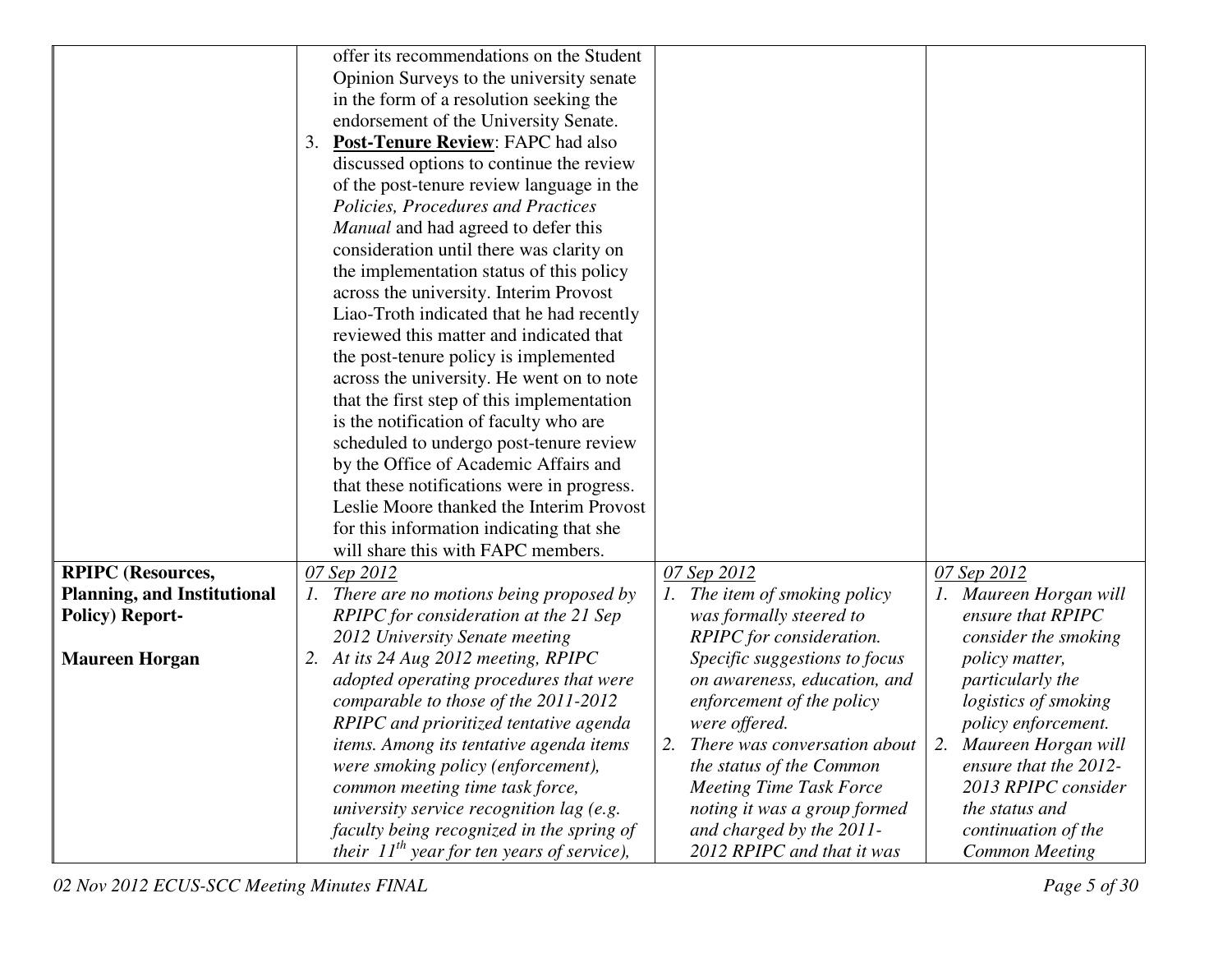| | | | |
|---|---|---|---|
| | offer its recommendations on the Student Opinion Surveys to the university senate in the form of a resolution seeking the endorsement of the University Senate.<br>3. **<u>Post-Tenure Review</u>**: FAPC had also discussed options to continue the review of the post-tenure review language in the *Policies, Procedures and Practices Manual* and had agreed to defer this consideration until there was clarity on the implementation status of this policy across the university. Interim Provost Liao-Troth indicated that he had recently reviewed this matter and indicated that the post-tenure policy is implemented across the university. He went on to note that the first step of this implementation is the notification of faculty who are scheduled to undergo post-tenure review by the Office of Academic Affairs and that these notifications were in progress. Leslie Moore thanked the Interim Provost for this information indicating that she will share this with FAPC members. | | |
| **RPIPC (Resources, Planning, and Institutional Policy) Report-**<br><br>**Maureen Horgan** | *<u>07 Sep 2012</u>*<br>*1. There are no motions being proposed by RPIPC for consideration at the 21 Sep 2012 University Senate meeting*<br>*2. At its 24 Aug 2012 meeting, RPIPC adopted operating procedures that were comparable to those of the 2011-2012 RPIPC and prioritized tentative agenda items. Among its tentative agenda items were smoking policy (enforcement), common meeting time task force, university service recognition lag (e.g. faculty being recognized in the spring of their 11th year for ten years of service),* | *<u>07 Sep 2012</u>*<br>*1. The item of smoking policy was formally steered to RPIPC for consideration. Specific suggestions to focus on awareness, education, and enforcement of the policy were offered.*<br>*2. There was conversation about the status of the Common Meeting Time Task Force noting it was a group formed and charged by the 2011-2012 RPIPC and that it was* | *<u>07 Sep 2012</u>*<br>*1. Maureen Horgan will ensure that RPIPC consider the smoking policy matter, particularly the logistics of smoking policy enforcement.*<br>*2. Maureen Horgan will ensure that the 2012-2013 RPIPC consider the status and continuation of the Common Meeting* |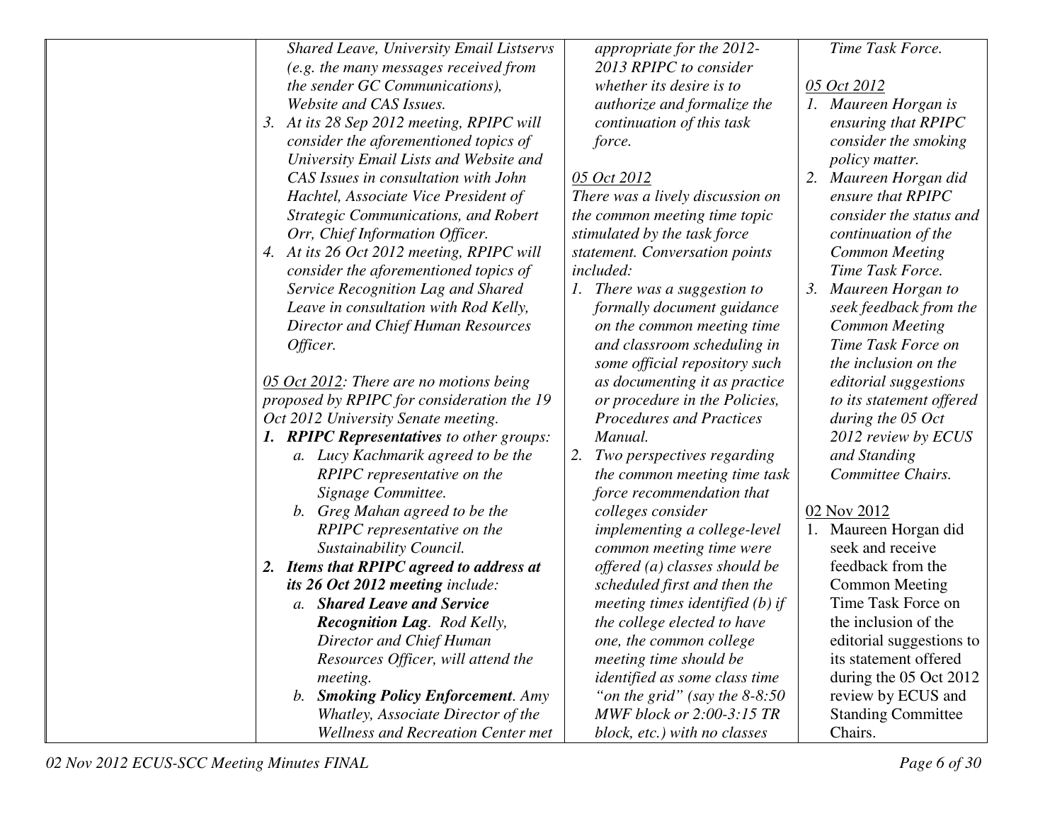| | | | |
|---|---|---|---|
| | *Shared Leave, University Email Listservs (e.g. the many messages received from the sender GC Communications), Website and CAS Issues.*<br>3. *At its 28 Sep 2012 meeting, RPIPC will consider the aforementioned topics of University Email Lists and Website and CAS Issues in consultation with John Hachtel, Associate Vice President of Strategic Communications, and Robert Orr, Chief Information Officer.*<br>4. *At its 26 Oct 2012 meeting, RPIPC will consider the aforementioned topics of Service Recognition Lag and Shared Leave in consultation with Rod Kelly, Director and Chief Human Resources Officer.*<br><br>*05 Oct 2012: There are no motions being proposed by RPIPC for consideration the 19 Oct 2012 University Senate meeting.*<br>***1. RPIPC Representatives** to other groups:*<br>&nbsp;&nbsp;*a. Lucy Kachmarik agreed to be the RPIPC representative on the Signage Committee.*<br>&nbsp;&nbsp;*b. Greg Mahan agreed to be the RPIPC representative on the Sustainability Council.*<br>***2. Items that RPIPC agreed to address at its 26 Oct 2012 meeting** include:*<br>&nbsp;&nbsp;*a. **Shared Leave and Service Recognition Lag**. Rod Kelly, Director and Chief Human Resources Officer, will attend the meeting.*<br>&nbsp;&nbsp;*b. **Smoking Policy Enforcement**. Amy Whatley, Associate Director of the Wellness and Recreation Center met* | *appropriate for the 2012-2013 RPIPC to consider whether its desire is to authorize and formalize the continuation of this task force.*<br><br>*05 Oct 2012*<br>*There was a lively discussion on the common meeting time topic stimulated by the task force statement. Conversation points included:*<br>1. *There was a suggestion to formally document guidance on the common meeting time and classroom scheduling in some official repository such as documenting it as practice or procedure in the Policies, Procedures and Practices Manual.*<br>2. *Two perspectives regarding the common meeting time task force recommendation that colleges consider implementing a college-level common meeting time were offered (a) classes should be scheduled first and then the meeting times identified (b) if the college elected to have one, the common college meeting time should be identified as some class time "on the grid" (say the 8-8:50 MWF block or 2:00-3:15 TR block, etc.) with no classes* | *Time Task Force.*<br><br>*05 Oct 2012*<br>1. *Maureen Horgan is ensuring that RPIPC consider the smoking policy matter.*<br>2. *Maureen Horgan did ensure that RPIPC consider the status and continuation of the Common Meeting Time Task Force.*<br>3. *Maureen Horgan to seek feedback from the Common Meeting Time Task Force on the inclusion on the editorial suggestions to its statement offered during the 05 Oct 2012 review by ECUS and Standing Committee Chairs.*<br><br>02 Nov 2012<br>1. Maureen Horgan did seek and receive feedback from the Common Meeting Time Task Force on the inclusion of the editorial suggestions to its statement offered during the 05 Oct 2012 review by ECUS and Standing Committee Chairs. |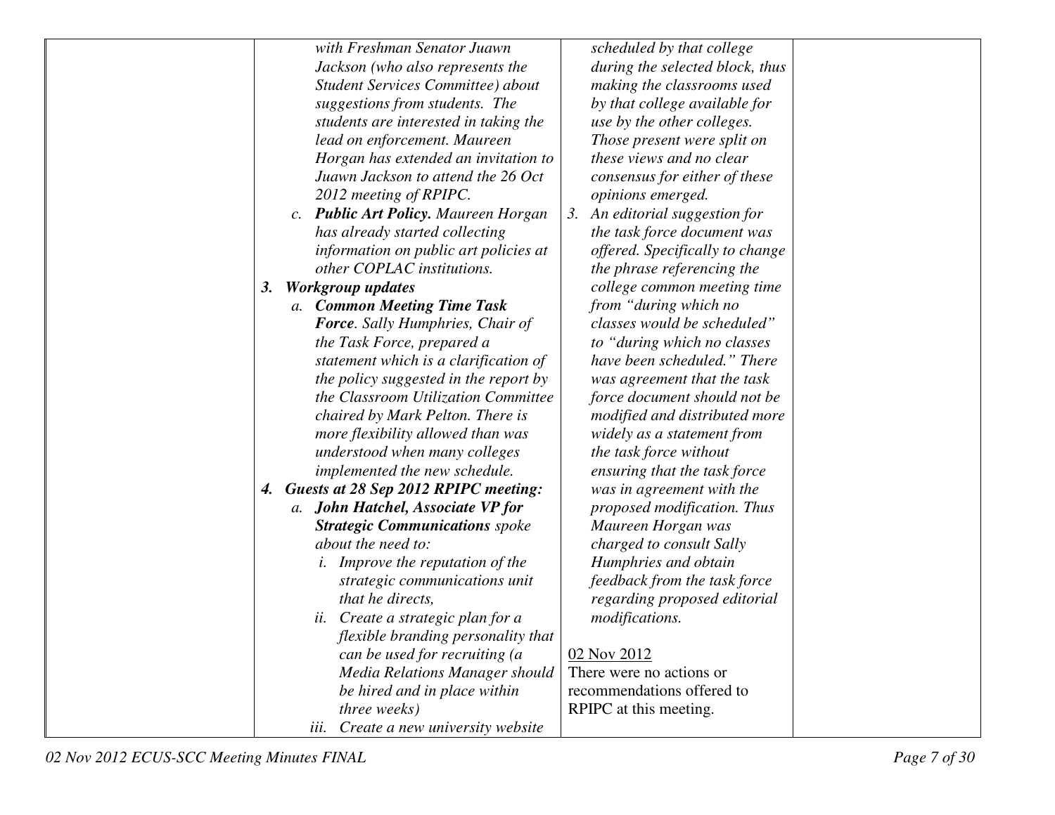| | | | |
|---|---|---|---|
| | *with Freshman Senator Juawn Jackson (who also represents the Student Services Committee) about suggestions from students. The students are interested in taking the lead on enforcement. Maureen Horgan has extended an invitation to Juawn Jackson to attend the 26 Oct 2012 meeting of RPIPC.*<br>*c.* ***Public Art Policy.*** *Maureen Horgan has already started collecting information on public art policies at other COPLAC institutions.*<br>***3. Workgroup updates***<br>*a.* ***Common Meeting Time Task Force****. Sally Humphries, Chair of the Task Force, prepared a statement which is a clarification of the policy suggested in the report by the Classroom Utilization Committee chaired by Mark Pelton. There is more flexibility allowed than was understood when many colleges implemented the new schedule.*<br>***4. Guests at 28 Sep 2012 RPIPC meeting:***<br>*a.* ***John Hatchel, Associate VP for Strategic Communications*** *spoke about the need to:*<br>*i. Improve the reputation of the strategic communications unit that he directs,*<br>*ii. Create a strategic plan for a flexible branding personality that can be used for recruiting (a Media Relations Manager should be hired and in place within three weeks)*<br>*iii. Create a new university website* | *scheduled by that college during the selected block, thus making the classrooms used by that college available for use by the other colleges. Those present were split on these views and no clear consensus for either of these opinions emerged.*<br>*3. An editorial suggestion for the task force document was offered. Specifically to change the phrase referencing the college common meeting time from "during which no classes would be scheduled" to "during which no classes have been scheduled." There was agreement that the task force document should not be modified and distributed more widely as a statement from the task force without ensuring that the task force was in agreement with the proposed modification. Thus Maureen Horgan was charged to consult Sally Humphries and obtain feedback from the task force regarding proposed editorial modifications.*<br><br><u>02 Nov 2012</u><br>There were no actions or recommendations offered to RPIPC at this meeting. | |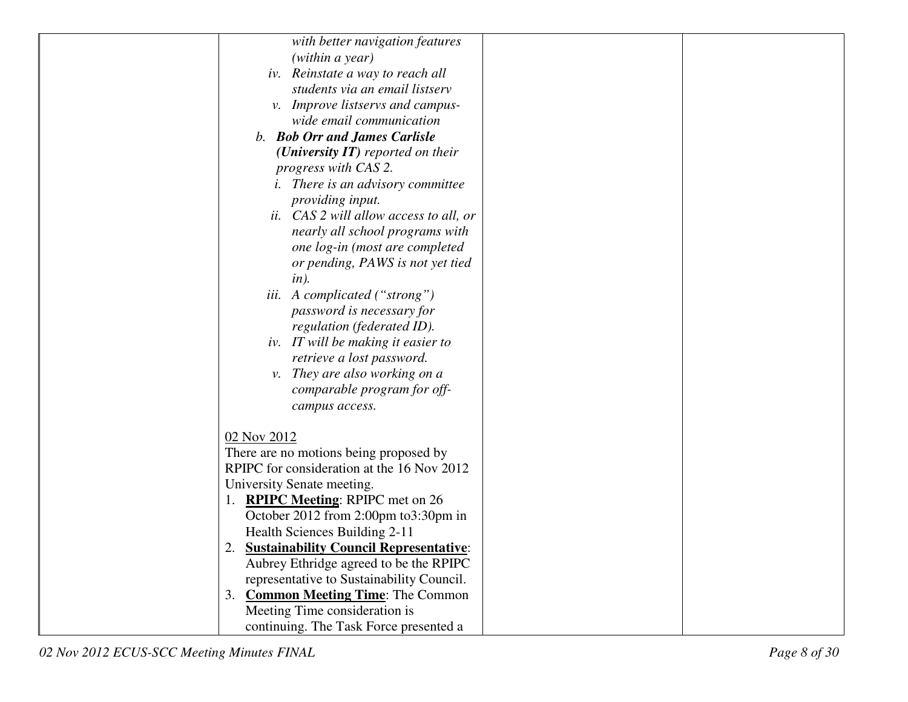| | | | |
|---|---|---|---|
| | *with better navigation features (within a year)*<br>*iv. Reinstate a way to reach all students via an email listserv*<br>*v. Improve listservs and campus-wide email communication*<br>*b. **Bob Orr and James Carlisle (University IT)** reported on their progress with CAS 2.*<br>*i. There is an advisory committee providing input.*<br>*ii. CAS 2 will allow access to all, or nearly all school programs with one log-in (most are completed or pending, PAWS is not yet tied in).*<br>*iii. A complicated ("strong") password is necessary for regulation (federated ID).*<br>*iv. IT will be making it easier to retrieve a lost password.*<br>*v. They are also working on a comparable program for off-campus access.*<br><br><u>02 Nov 2012</u><br>There are no motions being proposed by RPIPC for consideration at the 16 Nov 2012 University Senate meeting.<br>1. **<u>RPIPC Meeting</u>**: RPIPC met on 26 October 2012 from 2:00pm to3:30pm in Health Sciences Building 2-11<br>2. **<u>Sustainability Council Representative</u>**: Aubrey Ethridge agreed to be the RPIPC representative to Sustainability Council.<br>3. **<u>Common Meeting Time</u>**: The Common Meeting Time consideration is continuing. The Task Force presented a | | |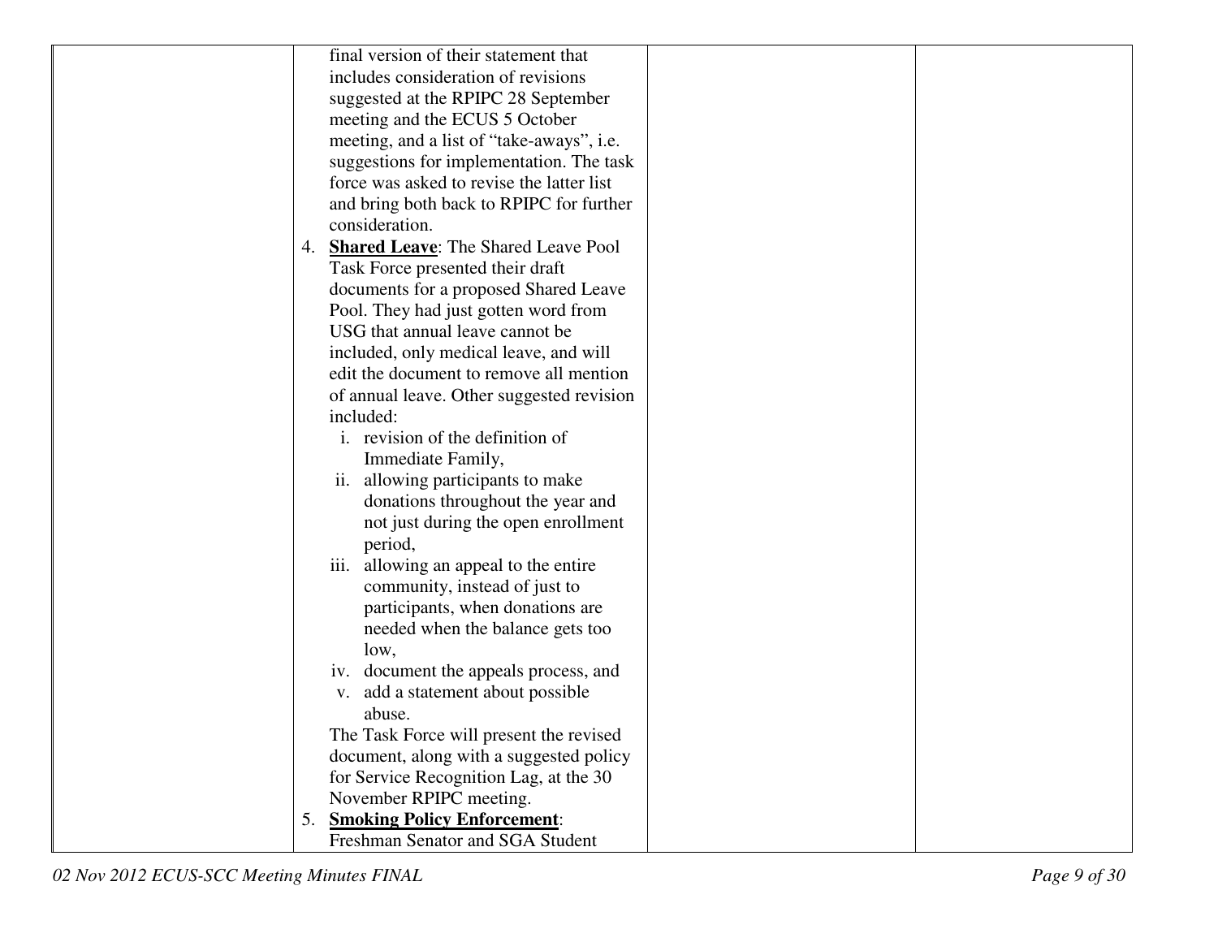| | | | |
|---|---|---|---|
| | final version of their statement that includes consideration of revisions suggested at the RPIPC 28 September meeting and the ECUS 5 October meeting, and a list of "take-aways", i.e. suggestions for implementation. The task force was asked to revise the latter list and bring both back to RPIPC for further consideration.<br>4. **Shared Leave**: The Shared Leave Pool Task Force presented their draft documents for a proposed Shared Leave Pool. They had just gotten word from USG that annual leave cannot be included, only medical leave, and will edit the document to remove all mention of annual leave. Other suggested revision included:<br>i. revision of the definition of Immediate Family,<br>ii. allowing participants to make donations throughout the year and not just during the open enrollment period,<br>iii. allowing an appeal to the entire community, instead of just to participants, when donations are needed when the balance gets too low,<br>iv. document the appeals process, and<br>v. add a statement about possible abuse.<br>The Task Force will present the revised document, along with a suggested policy for Service Recognition Lag, at the 30 November RPIPC meeting.<br>5. **Smoking Policy Enforcement**: Freshman Senator and SGA Student | | |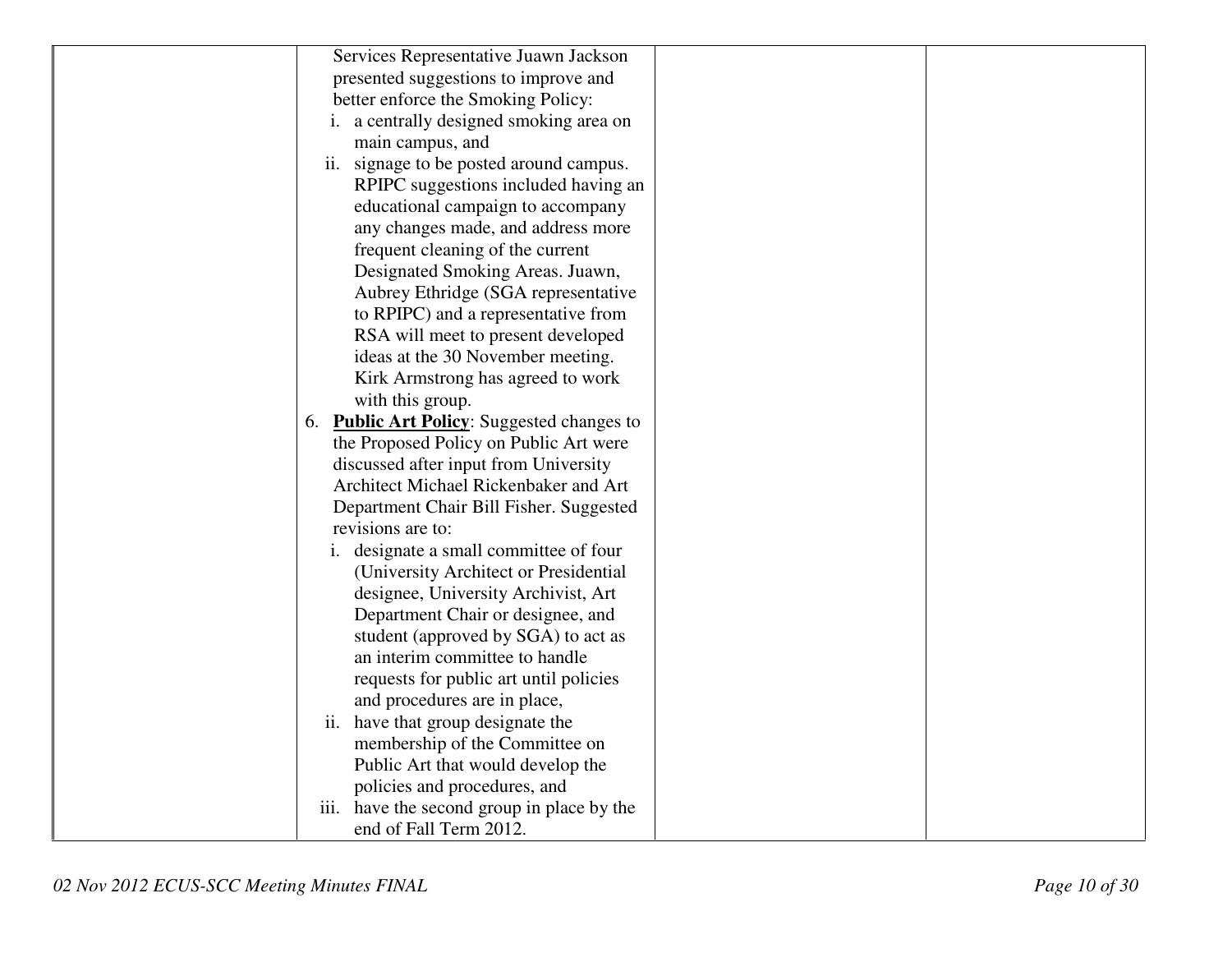| | | | |
|---|---|---|---|
| | Services Representative Juawn Jackson presented suggestions to improve and better enforce the Smoking Policy:<br>i. a centrally designed smoking area on main campus, and<br>ii. signage to be posted around campus. RPIPC suggestions included having an educational campaign to accompany any changes made, and address more frequent cleaning of the current Designated Smoking Areas. Juawn, Aubrey Ethridge (SGA representative to RPIPC) and a representative from RSA will meet to present developed ideas at the 30 November meeting. Kirk Armstrong has agreed to work with this group.<br>6. **<u>Public Art Policy</u>**: Suggested changes to the Proposed Policy on Public Art were discussed after input from University Architect Michael Rickenbaker and Art Department Chair Bill Fisher. Suggested revisions are to:<br>i. designate a small committee of four (University Architect or Presidential designee, University Archivist, Art Department Chair or designee, and student (approved by SGA) to act as an interim committee to handle requests for public art until policies and procedures are in place,<br>ii. have that group designate the membership of the Committee on Public Art that would develop the policies and procedures, and<br>iii. have the second group in place by the end of Fall Term 2012. | | |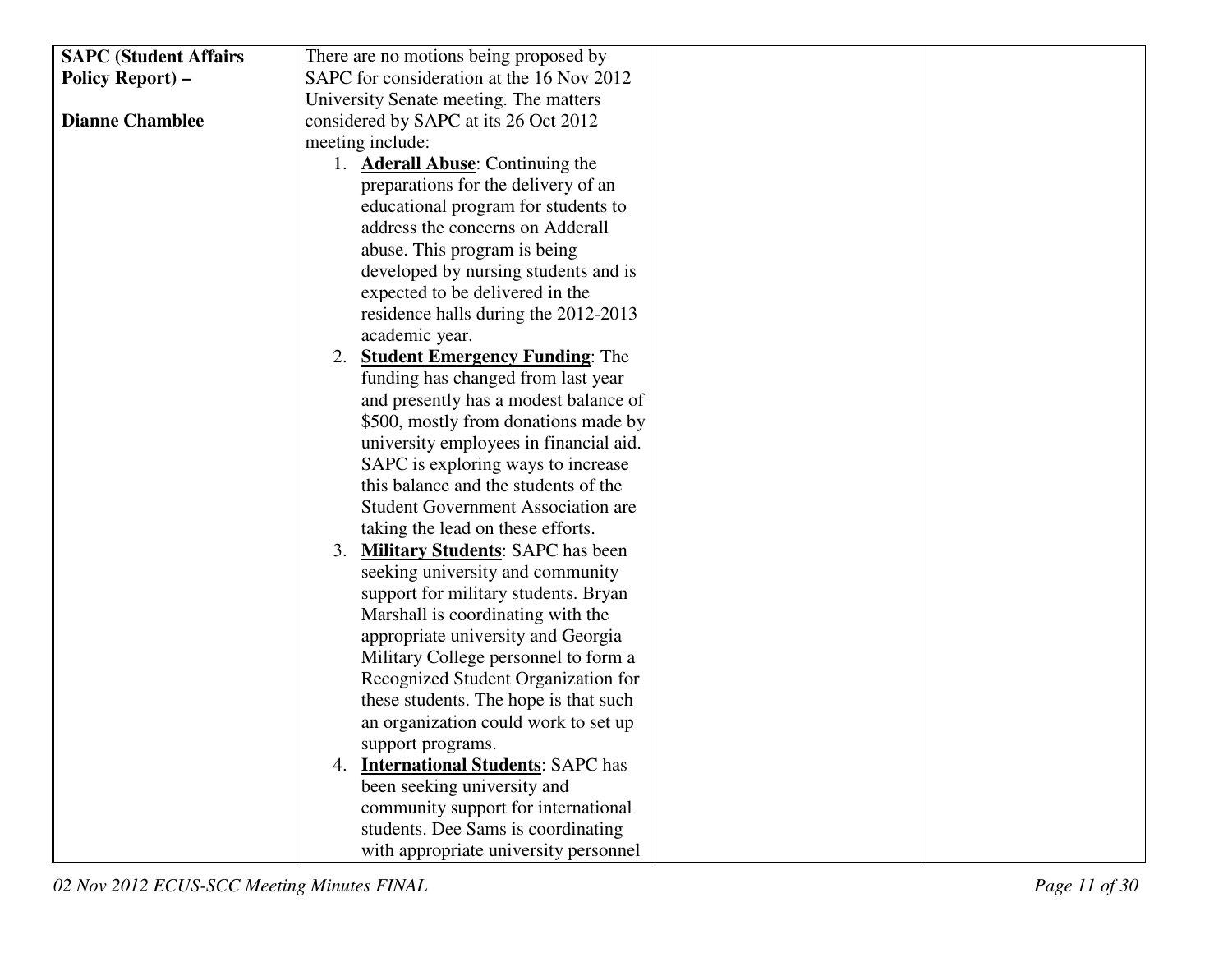| | | | |
|---|---|---|---|
| **SAPC (Student Affairs Policy Report) –**<br><br>**Dianne Chamblee** | There are no motions being proposed by SAPC for consideration at the 16 Nov 2012 University Senate meeting. The matters considered by SAPC at its 26 Oct 2012 meeting include:<br>1. **Aderall Abuse**: Continuing the preparations for the delivery of an educational program for students to address the concerns on Adderall abuse. This program is being developed by nursing students and is expected to be delivered in the residence halls during the 2012-2013 academic year.<br>2. **Student Emergency Funding**: The funding has changed from last year and presently has a modest balance of \$500, mostly from donations made by university employees in financial aid. SAPC is exploring ways to increase this balance and the students of the Student Government Association are taking the lead on these efforts.<br>3. **Military Students**: SAPC has been seeking university and community support for military students. Bryan Marshall is coordinating with the appropriate university and Georgia Military College personnel to form a Recognized Student Organization for these students. The hope is that such an organization could work to set up support programs.<br>4. **International Students**: SAPC has been seeking university and community support for international students. Dee Sams is coordinating with appropriate university personnel | | |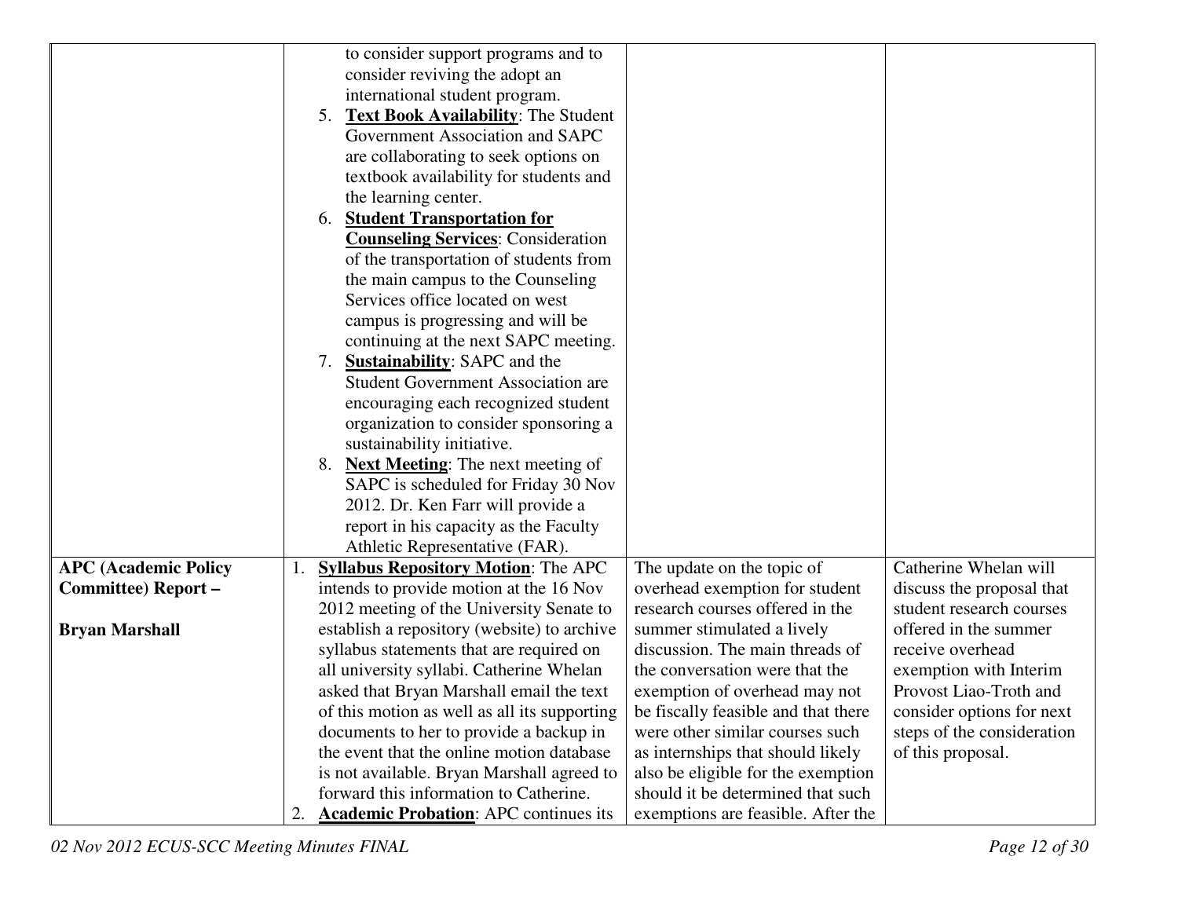| | | | |
|---|---|---|---|
| | to consider support programs and to consider reviving the adopt an international student program.<br>5. **Text Book Availability**: The Student Government Association and SAPC are collaborating to seek options on textbook availability for students and the learning center.<br>6. **Student Transportation for Counseling Services**: Consideration of the transportation of students from the main campus to the Counseling Services office located on west campus is progressing and will be continuing at the next SAPC meeting.<br>7. **Sustainability**: SAPC and the Student Government Association are encouraging each recognized student organization to consider sponsoring a sustainability initiative.<br>8. **Next Meeting**: The next meeting of SAPC is scheduled for Friday 30 Nov 2012. Dr. Ken Farr will provide a report in his capacity as the Faculty Athletic Representative (FAR). | | |
| **APC (Academic Policy Committee) Report –**<br><br>**Bryan Marshall** | 1. **Syllabus Repository Motion**: The APC intends to provide motion at the 16 Nov 2012 meeting of the University Senate to establish a repository (website) to archive syllabus statements that are required on all university syllabi. Catherine Whelan asked that Bryan Marshall email the text of this motion as well as all its supporting documents to her to provide a backup in the event that the online motion database is not available. Bryan Marshall agreed to forward this information to Catherine.<br>2. **Academic Probation**: APC continues its | The update on the topic of overhead exemption for student research courses offered in the summer stimulated a lively discussion. The main threads of the conversation were that the exemption of overhead may not be fiscally feasible and that there were other similar courses such as internships that should likely also be eligible for the exemption should it be determined that such exemptions are feasible. After the | Catherine Whelan will discuss the proposal that student research courses offered in the summer receive overhead exemption with Interim Provost Liao-Troth and consider options for next steps of the consideration of this proposal. |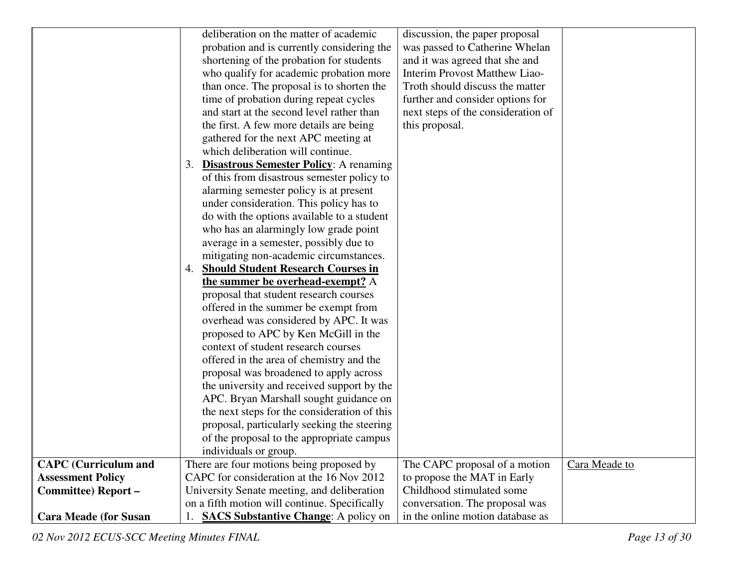| | | | |
|---|---|---|---|
| | deliberation on the matter of academic probation and is currently considering the shortening of the probation for students who qualify for academic probation more than once. The proposal is to shorten the time of probation during repeat cycles and start at the second level rather than the first. A few more details are being gathered for the next APC meeting at which deliberation will continue.<br>3. **Disastrous Semester Policy**: A renaming of this from disastrous semester policy to alarming semester policy is at present under consideration. This policy has to do with the options available to a student who has an alarmingly low grade point average in a semester, possibly due to mitigating non-academic circumstances.<br>4. **Should Student Research Courses in the summer be overhead-exempt?** A proposal that student research courses offered in the summer be exempt from overhead was considered by APC. It was proposed to APC by Ken McGill in the context of student research courses offered in the area of chemistry and the proposal was broadened to apply across the university and received support by the APC. Bryan Marshall sought guidance on the next steps for the consideration of this proposal, particularly seeking the steering of the proposal to the appropriate campus individuals or group. | discussion, the paper proposal was passed to Catherine Whelan and it was agreed that she and Interim Provost Matthew Liao-Troth should discuss the matter further and consider options for next steps of the consideration of this proposal. | |
| **CAPC (Curriculum and Assessment Policy Committee) Report –**<br><br>**Cara Meade (for Susan** | There are four motions being proposed by CAPC for consideration at the 16 Nov 2012 University Senate meeting, and deliberation on a fifth motion will continue. Specifically<br>1. **SACS Substantive Change**: A policy on | The CAPC proposal of a motion to propose the MAT in Early Childhood stimulated some conversation. The proposal was in the online motion database as | Cara Meade to |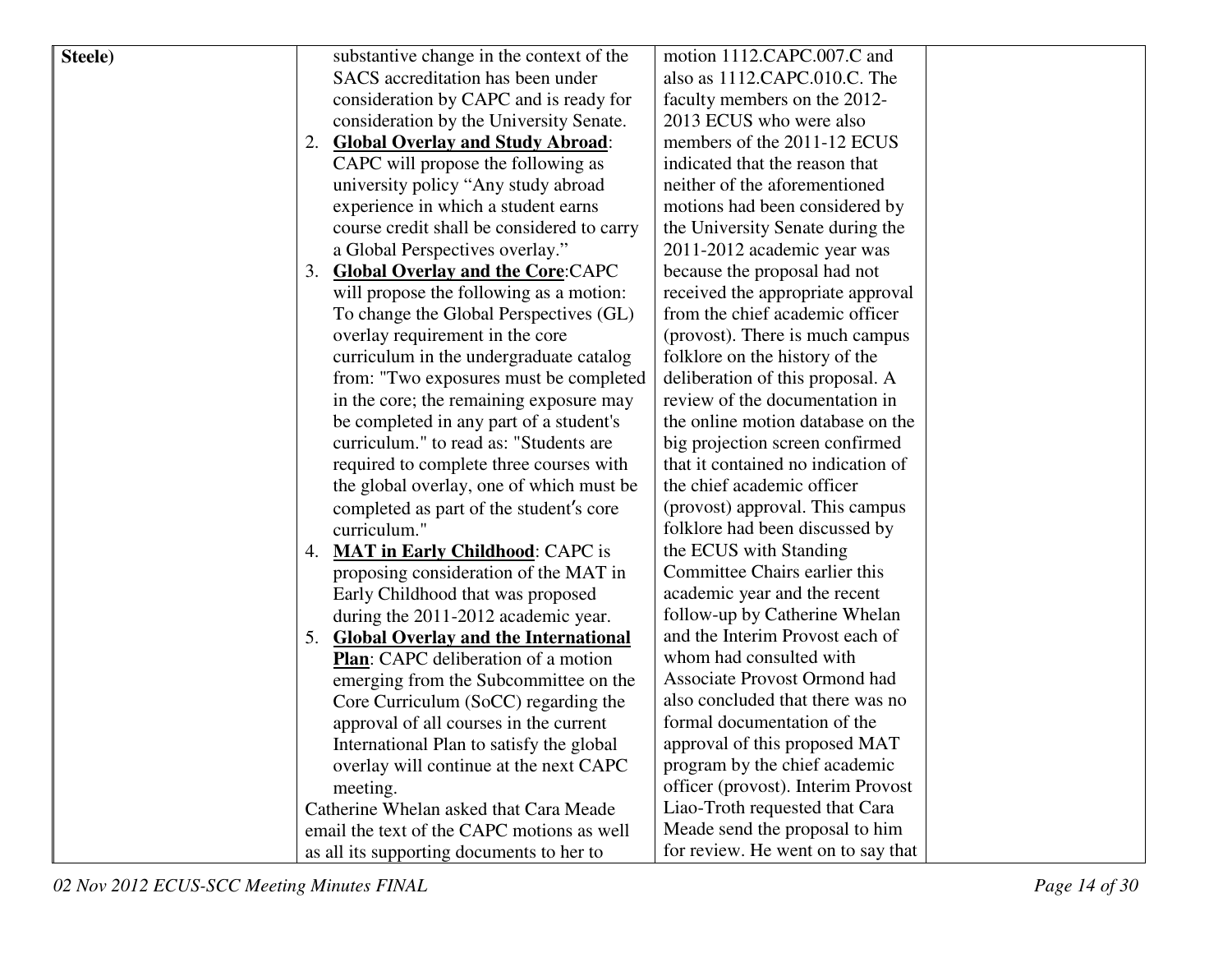| | | | |
|---|---|---|---|
| **Steele)** | substantive change in the context of the SACS accreditation has been under consideration by CAPC and is ready for consideration by the University Senate.<br>2. **Global Overlay and Study Abroad**: CAPC will propose the following as university policy "Any study abroad experience in which a student earns course credit shall be considered to carry a Global Perspectives overlay."<br>3. **Global Overlay and the Core**:CAPC will propose the following as a motion: To change the Global Perspectives (GL) overlay requirement in the core curriculum in the undergraduate catalog from: "Two exposures must be completed in the core; the remaining exposure may be completed in any part of a student's curriculum." to read as: "Students are required to complete three courses with the global overlay, one of which must be completed as part of the student′s core curriculum."<br>4. **MAT in Early Childhood**: CAPC is proposing consideration of the MAT in Early Childhood that was proposed during the 2011-2012 academic year.<br>5. **Global Overlay and the International Plan**: CAPC deliberation of a motion emerging from the Subcommittee on the Core Curriculum (SoCC) regarding the approval of all courses in the current International Plan to satisfy the global overlay will continue at the next CAPC meeting.<br>Catherine Whelan asked that Cara Meade email the text of the CAPC motions as well as all its supporting documents to her to | motion 1112.CAPC.007.C and also as 1112.CAPC.010.C. The faculty members on the 2012-2013 ECUS who were also members of the 2011-12 ECUS indicated that the reason that neither of the aforementioned motions had been considered by the University Senate during the 2011-2012 academic year was because the proposal had not received the appropriate approval from the chief academic officer (provost). There is much campus folklore on the history of the deliberation of this proposal. A review of the documentation in the online motion database on the big projection screen confirmed that it contained no indication of the chief academic officer (provost) approval. This campus folklore had been discussed by the ECUS with Standing Committee Chairs earlier this academic year and the recent follow-up by Catherine Whelan and the Interim Provost each of whom had consulted with Associate Provost Ormond had also concluded that there was no formal documentation of the approval of this proposed MAT program by the chief academic officer (provost). Interim Provost Liao-Troth requested that Cara Meade send the proposal to him for review. He went on to say that | |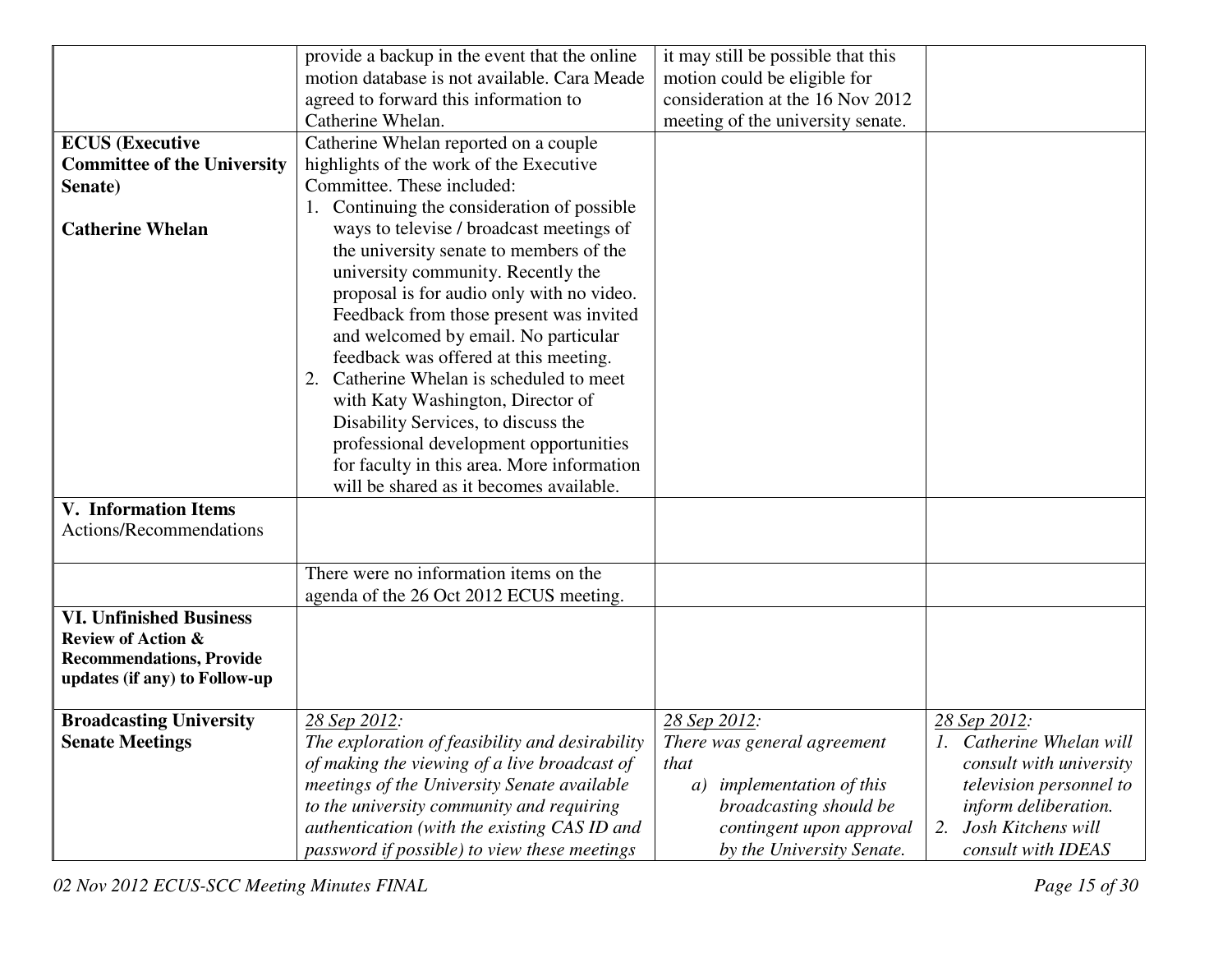| | | | |
|---|---|---|---|
| | provide a backup in the event that the online motion database is not available. Cara Meade agreed to forward this information to Catherine Whelan. | it may still be possible that this motion could be eligible for consideration at the 16 Nov 2012 meeting of the university senate. | |
| **ECUS (Executive Committee of the University Senate)**<br><br>**Catherine Whelan** | Catherine Whelan reported on a couple highlights of the work of the Executive Committee. These included:<br>1. Continuing the consideration of possible ways to televise / broadcast meetings of the university senate to members of the university community. Recently the proposal is for audio only with no video. Feedback from those present was invited and welcomed by email. No particular feedback was offered at this meeting.<br>2. Catherine Whelan is scheduled to meet with Katy Washington, Director of Disability Services, to discuss the professional development opportunities for faculty in this area. More information will be shared as it becomes available. | | |
| **V. Information Items**<br>Actions/Recommendations | | | |
| | There were no information items on the agenda of the 26 Oct 2012 ECUS meeting. | | |
| **VI. Unfinished Business**<br>**Review of Action & Recommendations, Provide updates (if any) to Follow-up** | | | |
| **Broadcasting University Senate Meetings** | *28 Sep 2012:*<br>*The exploration of feasibility and desirability of making the viewing of a live broadcast of meetings of the University Senate available to the university community and requiring authentication (with the existing CAS ID and password if possible) to view these meetings* | *28 Sep 2012:*<br>*There was general agreement that*<br>*a) implementation of this broadcasting should be contingent upon approval by the University Senate.* | *28 Sep 2012:*<br>*1. Catherine Whelan will consult with university television personnel to inform deliberation.*<br>*2. Josh Kitchens will consult with IDEAS* |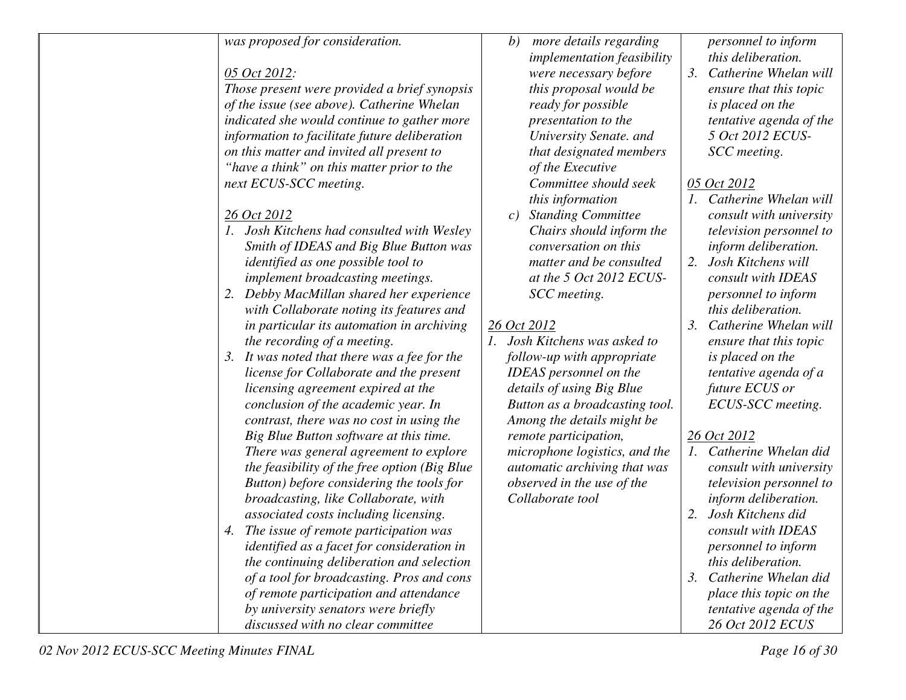| | | | |
|---|---|---|---|
| | *was proposed for consideration.*<br><br>*<u>05 Oct 2012</u>:*<br>*Those present were provided a brief synopsis of the issue (see above). Catherine Whelan indicated she would continue to gather more information to facilitate future deliberation on this matter and invited all present to "have a think" on this matter prior to the next ECUS-SCC meeting.*<br><br>*<u>26 Oct 2012</u>*<br>*1. Josh Kitchens had consulted with Wesley Smith of IDEAS and Big Blue Button was identified as one possible tool to implement broadcasting meetings.*<br>*2. Debby MacMillan shared her experience with Collaborate noting its features and in particular its automation in archiving the recording of a meeting.*<br>*3. It was noted that there was a fee for the license for Collaborate and the present licensing agreement expired at the conclusion of the academic year. In contrast, there was no cost in using the Big Blue Button software at this time. There was general agreement to explore the feasibility of the free option (Big Blue Button) before considering the tools for broadcasting, like Collaborate, with associated costs including licensing.*<br>*4. The issue of remote participation was identified as a facet for consideration in the continuing deliberation and selection of a tool for broadcasting. Pros and cons of remote participation and attendance by university senators were briefly discussed with no clear committee* | *b) more details regarding implementation feasibility were necessary before this proposal would be ready for possible presentation to the University Senate. and that designated members of the Executive Committee should seek this information*<br>*c) Standing Committee Chairs should inform the conversation on this matter and be consulted at the 5 Oct 2012 ECUS-SCC meeting.*<br><br>*<u>26 Oct 2012</u>*<br>*1. Josh Kitchens was asked to follow-up with appropriate IDEAS personnel on the details of using Big Blue Button as a broadcasting tool. Among the details might be remote participation, microphone logistics, and the automatic archiving that was observed in the use of the Collaborate tool* | *personnel to inform this deliberation.*<br>*3. Catherine Whelan will ensure that this topic is placed on the tentative agenda of the 5 Oct 2012 ECUS-SCC meeting.*<br><br>*<u>05 Oct 2012</u>*<br>*1. Catherine Whelan will consult with university television personnel to inform deliberation.*<br>*2. Josh Kitchens will consult with IDEAS personnel to inform this deliberation.*<br>*3. Catherine Whelan will ensure that this topic is placed on the tentative agenda of a future ECUS or ECUS-SCC meeting.*<br><br>*<u>26 Oct 2012</u>*<br>*1. Catherine Whelan did consult with university television personnel to inform deliberation.*<br>*2. Josh Kitchens did consult with IDEAS personnel to inform this deliberation.*<br>*3. Catherine Whelan did place this topic on the tentative agenda of the 26 Oct 2012 ECUS* |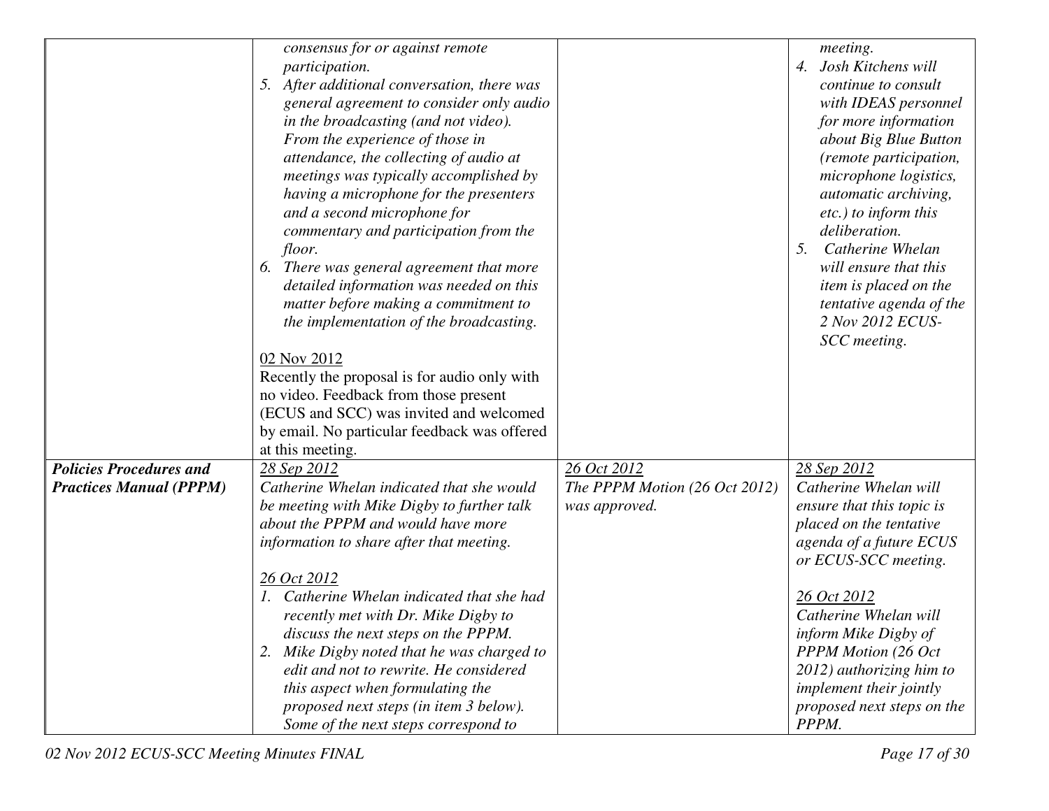| | | | |
|---|---|---|---|
| | *consensus for or against remote participation.*<br>5. *After additional conversation, there was general agreement to consider only audio in the broadcasting (and not video). From the experience of those in attendance, the collecting of audio at meetings was typically accomplished by having a microphone for the presenters and a second microphone for commentary and participation from the floor.*<br>6. *There was general agreement that more detailed information was needed on this matter before making a commitment to the implementation of the broadcasting.*<br><br>02 Nov 2012<br>Recently the proposal is for audio only with no video. Feedback from those present (ECUS and SCC) was invited and welcomed by email. No particular feedback was offered at this meeting. | | *meeting.*<br>4. *Josh Kitchens will continue to consult with IDEAS personnel for more information about Big Blue Button (remote participation, microphone logistics, automatic archiving, etc.) to inform this deliberation.*<br>5. *Catherine Whelan will ensure that this item is placed on the tentative agenda of the 2 Nov 2012 ECUS-SCC meeting.* |
| ***Policies Procedures and Practices Manual (PPPM)*** | *28 Sep 2012*<br>*Catherine Whelan indicated that she would be meeting with Mike Digby to further talk about the PPPM and would have more information to share after that meeting.*<br><br>*26 Oct 2012*<br>1. *Catherine Whelan indicated that she had recently met with Dr. Mike Digby to discuss the next steps on the PPPM.*<br>2. *Mike Digby noted that he was charged to edit and not to rewrite. He considered this aspect when formulating the proposed next steps (in item 3 below). Some of the next steps correspond to* | *26 Oct 2012*<br>*The PPPM Motion (26 Oct 2012) was approved.* | *28 Sep 2012*<br>*Catherine Whelan will ensure that this topic is placed on the tentative agenda of a future ECUS or ECUS-SCC meeting.*<br><br>*26 Oct 2012*<br>*Catherine Whelan will inform Mike Digby of PPPM Motion (26 Oct 2012) authorizing him to implement their jointly proposed next steps on the PPPM.* |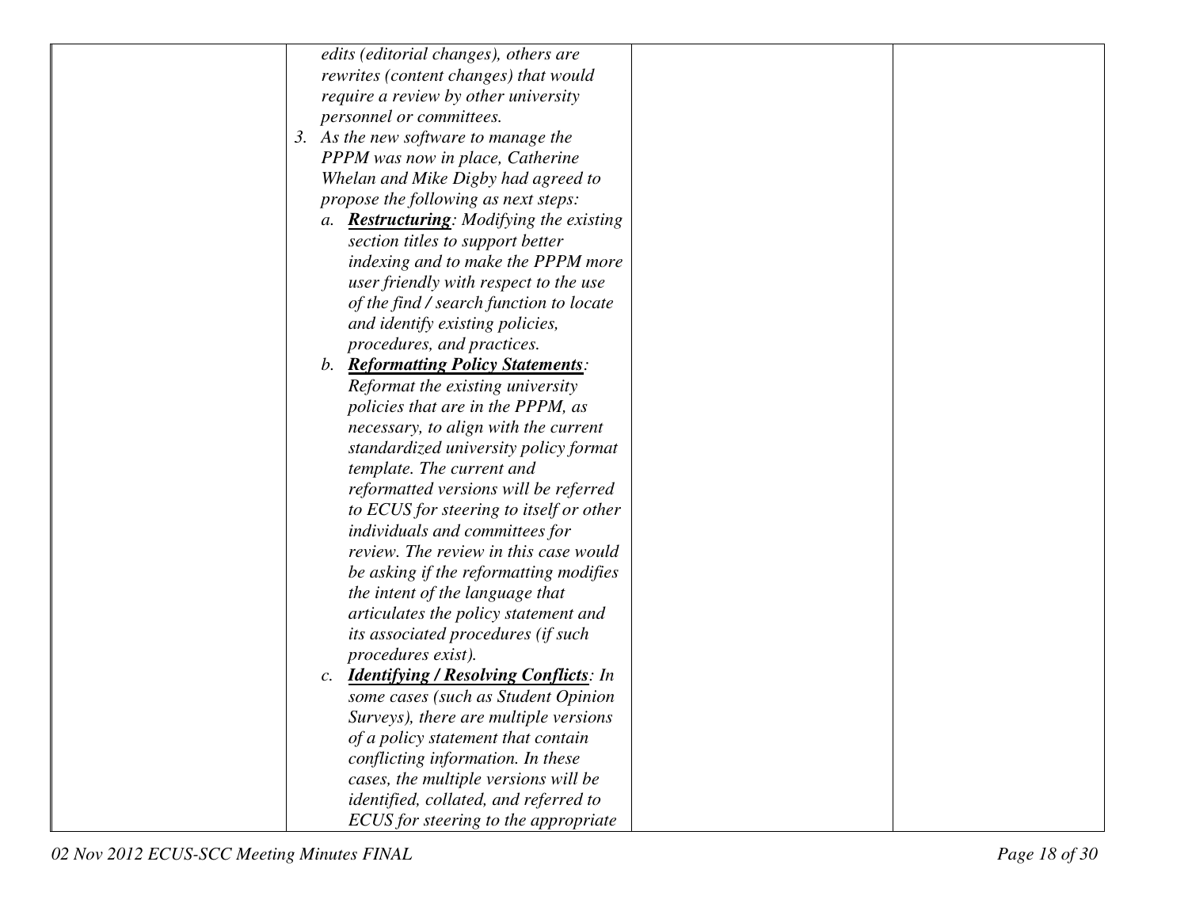| | edits (editorial changes), others are rewrites (content changes) that would require a review by other university personnel or committees.<br>3. As the new software to manage the PPPM was now in place, Catherine Whelan and Mike Digby had agreed to propose the following as next steps:<br>a. ***Restructuring***: Modifying the existing section titles to support better indexing and to make the PPPM more user friendly with respect to the use of the find / search function to locate and identify existing policies, procedures, and practices.<br>b. ***Reformatting Policy Statements***: Reformat the existing university policies that are in the PPPM, as necessary, to align with the current standardized university policy format template. The current and reformatted versions will be referred to ECUS for steering to itself or other individuals and committees for review. The review in this case would be asking if the reformatting modifies the intent of the language that articulates the policy statement and its associated procedures (if such procedures exist).<br>c. ***Identifying / Resolving Conflicts***: In some cases (such as Student Opinion Surveys), there are multiple versions of a policy statement that contain conflicting information. In these cases, the multiple versions will be identified, collated, and referred to ECUS for steering to the appropriate | | |
|---|---|---|---|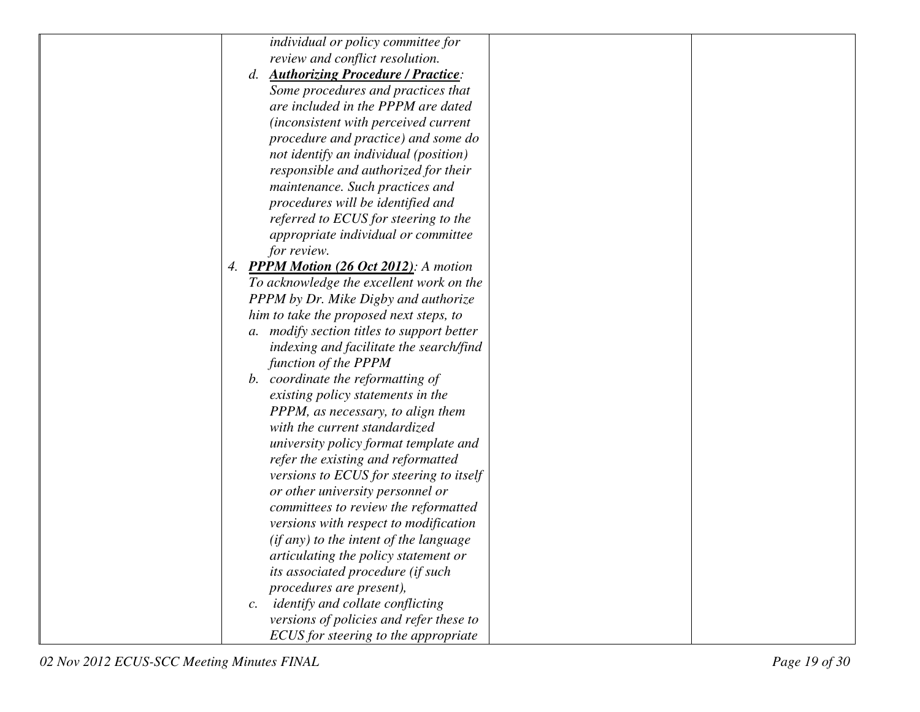| | | | |
|---|---|---|---|
| | *individual or policy committee for review and conflict resolution.*<br>d. ***Authorizing Procedure / Practice**: Some procedures and practices that are included in the PPPM are dated (inconsistent with perceived current procedure and practice) and some do not identify an individual (position) responsible and authorized for their maintenance. Such practices and procedures will be identified and referred to ECUS for steering to the appropriate individual or committee for review.*<br>4. ***PPPM Motion (26 Oct 2012)**: A motion To acknowledge the excellent work on the PPPM by Dr. Mike Digby and authorize him to take the proposed next steps, to*<br>a. *modify section titles to support better indexing and facilitate the search/find function of the PPPM*<br>b. *coordinate the reformatting of existing policy statements in the PPPM, as necessary, to align them with the current standardized university policy format template and refer the existing and reformatted versions to ECUS for steering to itself or other university personnel or committees to review the reformatted versions with respect to modification (if any) to the intent of the language articulating the policy statement or its associated procedure (if such procedures are present),*<br>c. *identify and collate conflicting versions of policies and refer these to ECUS for steering to the appropriate* | | |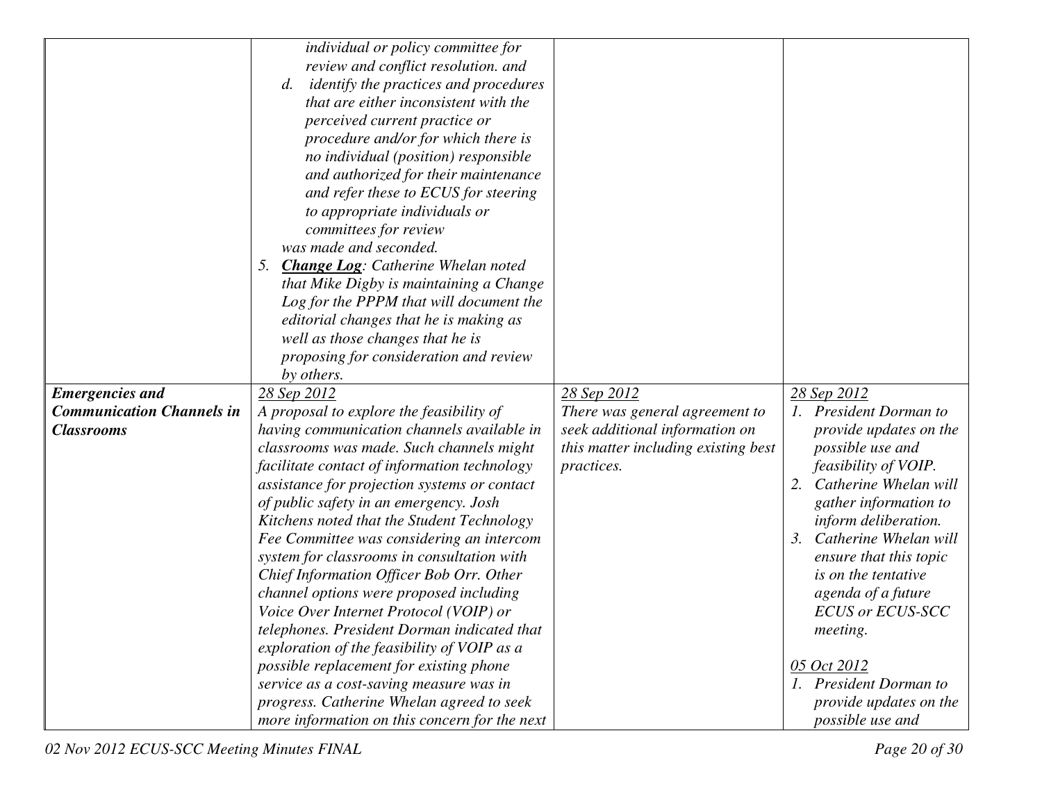| | | | |
|---|---|---|---|
| | *individual or policy committee for review and conflict resolution. and*<br>*d. identify the practices and procedures that are either inconsistent with the perceived current practice or procedure and/or for which there is no individual (position) responsible and authorized for their maintenance and refer these to ECUS for steering to appropriate individuals or committees for review*<br>*was made and seconded.*<br>*5. **Change Log**: Catherine Whelan noted that Mike Digby is maintaining a Change Log for the PPPM that will document the editorial changes that he is making as well as those changes that he is proposing for consideration and review by others.* | | |
| ***Emergencies and Communication Channels in Classrooms*** | *28 Sep 2012*<br>*A proposal to explore the feasibility of having communication channels available in classrooms was made. Such channels might facilitate contact of information technology assistance for projection systems or contact of public safety in an emergency. Josh Kitchens noted that the Student Technology Fee Committee was considering an intercom system for classrooms in consultation with Chief Information Officer Bob Orr. Other channel options were proposed including Voice Over Internet Protocol (VOIP) or telephones. President Dorman indicated that exploration of the feasibility of VOIP as a possible replacement for existing phone service as a cost-saving measure was in progress. Catherine Whelan agreed to seek more information on this concern for the next* | *28 Sep 2012*<br>*There was general agreement to seek additional information on this matter including existing best practices.* | *28 Sep 2012*<br>*1. President Dorman to provide updates on the possible use and feasibility of VOIP.*<br>*2. Catherine Whelan will gather information to inform deliberation.*<br>*3. Catherine Whelan will ensure that this topic is on the tentative agenda of a future ECUS or ECUS-SCC meeting.*<br><br>*05 Oct 2012*<br>*1. President Dorman to provide updates on the possible use and* |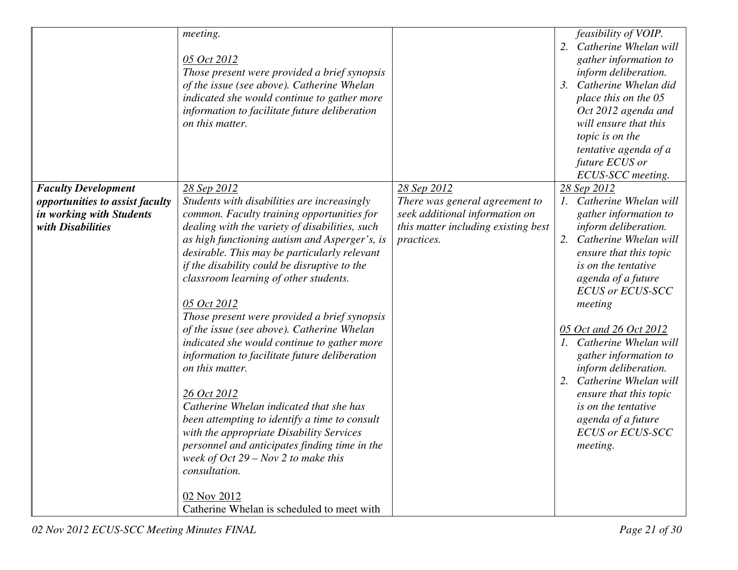| | | | |
|---|---|---|---|
| | *meeting.*<br><br><u>*05 Oct 2012*</u><br>*Those present were provided a brief synopsis of the issue (see above). Catherine Whelan indicated she would continue to gather more information to facilitate future deliberation on this matter.* | | *feasibility of VOIP.*<br>*2. Catherine Whelan will gather information to inform deliberation.*<br>*3. Catherine Whelan did place this on the 05 Oct 2012 agenda and will ensure that this topic is on the tentative agenda of a future ECUS or ECUS-SCC meeting.* |
| ***Faculty Development opportunities to assist faculty in working with Students with Disabilities*** | <u>*28 Sep 2012*</u><br>*Students with disabilities are increasingly common. Faculty training opportunities for dealing with the variety of disabilities, such as high functioning autism and Asperger's, is desirable. This may be particularly relevant if the disability could be disruptive to the classroom learning of other students.*<br><br><u>*05 Oct 2012*</u><br>*Those present were provided a brief synopsis of the issue (see above). Catherine Whelan indicated she would continue to gather more information to facilitate future deliberation on this matter.*<br><br><u>*26 Oct 2012*</u><br>*Catherine Whelan indicated that she has been attempting to identify a time to consult with the appropriate Disability Services personnel and anticipates finding time in the week of Oct 29 – Nov 2 to make this consultation.*<br><br><u>02 Nov 2012</u><br>Catherine Whelan is scheduled to meet with | <u>*28 Sep 2012*</u><br>*There was general agreement to seek additional information on this matter including existing best practices.* | <u>*28 Sep 2012*</u><br>*1. Catherine Whelan will gather information to inform deliberation.*<br>*2. Catherine Whelan will ensure that this topic is on the tentative agenda of a future ECUS or ECUS-SCC meeting*<br><br><u>*05 Oct and 26 Oct 2012*</u><br>*1. Catherine Whelan will gather information to inform deliberation.*<br>*2. Catherine Whelan will ensure that this topic is on the tentative agenda of a future ECUS or ECUS-SCC meeting.* |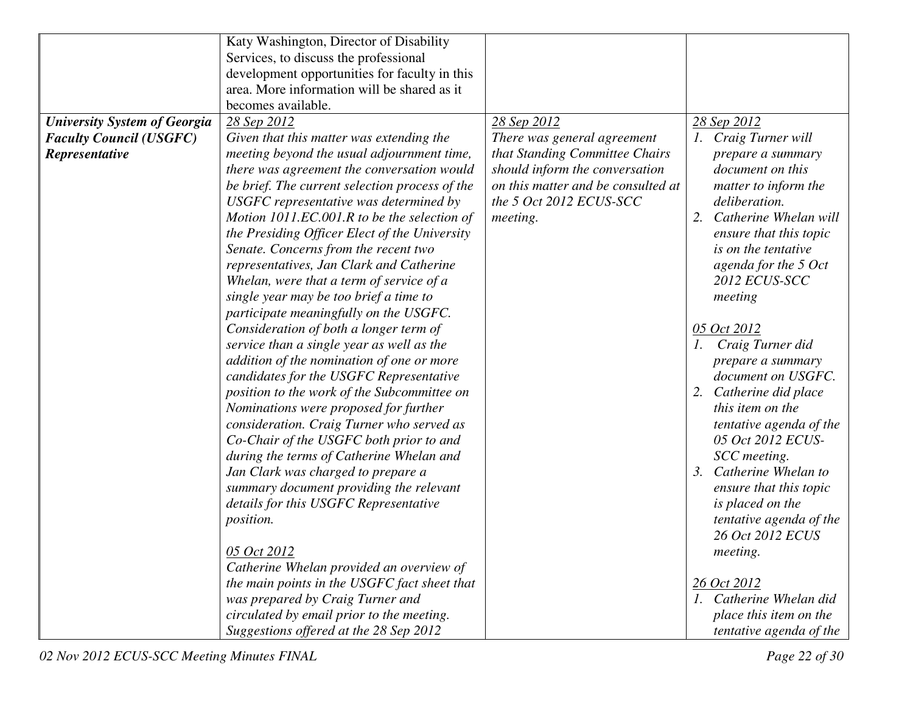|  |  |  |  |
|---|---|---|---|
|  | Katy Washington, Director of Disability Services, to discuss the professional development opportunities for faculty in this area. More information will be shared as it becomes available. |  |  |
| ***University System of Georgia Faculty Council (USGFC) Representative*** | <u>*28 Sep 2012*</u><br>*Given that this matter was extending the meeting beyond the usual adjournment time, there was agreement the conversation would be brief. The current selection process of the USGFC representative was determined by Motion 1011.EC.001.R to be the selection of the Presiding Officer Elect of the University Senate. Concerns from the recent two representatives, Jan Clark and Catherine Whelan, were that a term of service of a single year may be too brief a time to participate meaningfully on the USGFC. Consideration of both a longer term of service than a single year as well as the addition of the nomination of one or more candidates for the USGFC Representative position to the work of the Subcommittee on Nominations were proposed for further consideration. Craig Turner who served as Co-Chair of the USGFC both prior to and during the terms of Catherine Whelan and Jan Clark was charged to prepare a summary document providing the relevant details for this USGFC Representative position.*<br><br><u>*05 Oct 2012*</u><br>*Catherine Whelan provided an overview of the main points in the USGFC fact sheet that was prepared by Craig Turner and circulated by email prior to the meeting. Suggestions offered at the 28 Sep 2012* | <u>*28 Sep 2012*</u><br>*There was general agreement that Standing Committee Chairs should inform the conversation on this matter and be consulted at the 5 Oct 2012 ECUS-SCC meeting.* | <u>*28 Sep 2012*</u><br>*1. Craig Turner will prepare a summary document on this matter to inform the deliberation.*<br>*2. Catherine Whelan will ensure that this topic is on the tentative agenda for the 5 Oct 2012 ECUS-SCC meeting*<br><br><u>*05 Oct 2012*</u><br>*1. Craig Turner did prepare a summary document on USGFC.*<br>*2. Catherine did place this item on the tentative agenda of the 05 Oct 2012 ECUS-SCC meeting.*<br>*3. Catherine Whelan to ensure that this topic is placed on the tentative agenda of the 26 Oct 2012 ECUS meeting.*<br><br><u>*26 Oct 2012*</u><br>*1. Catherine Whelan did place this item on the tentative agenda of the* |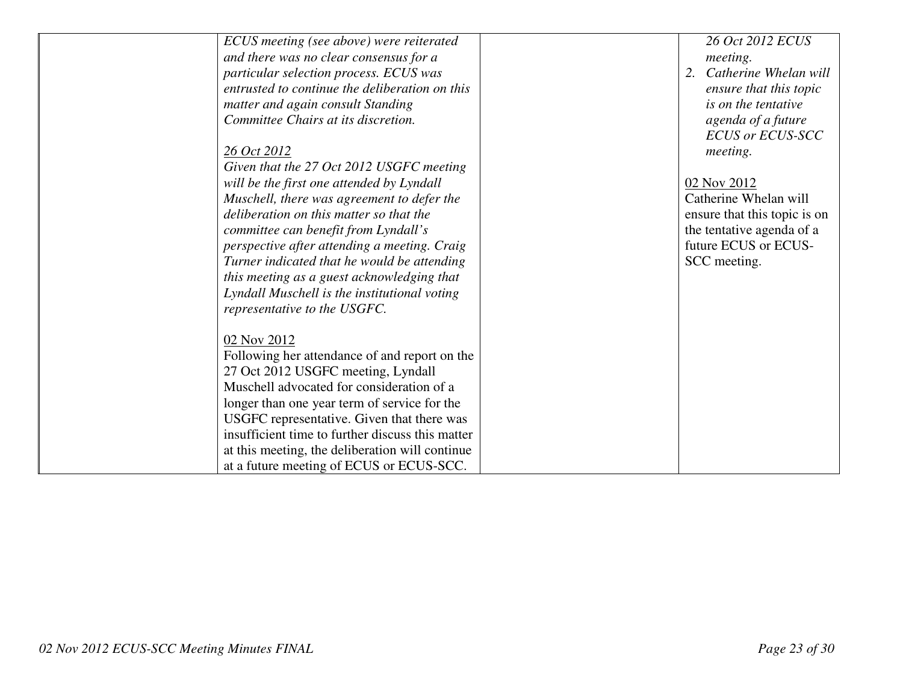| | | | |
|---|---|---|---|
| | *ECUS meeting (see above) were reiterated and there was no clear consensus for a particular selection process. ECUS was entrusted to continue the deliberation on this matter and again consult Standing Committee Chairs at its discretion.*<br><br>*26 Oct 2012*<br>*Given that the 27 Oct 2012 USGFC meeting will be the first one attended by Lyndall Muschell, there was agreement to defer the deliberation on this matter so that the committee can benefit from Lyndall's perspective after attending a meeting. Craig Turner indicated that he would be attending this meeting as a guest acknowledging that Lyndall Muschell is the institutional voting representative to the USGFC.*<br><br>02 Nov 2012<br>Following her attendance of and report on the 27 Oct 2012 USGFC meeting, Lyndall Muschell advocated for consideration of a longer than one year term of service for the USGFC representative. Given that there was insufficient time to further discuss this matter at this meeting, the deliberation will continue at a future meeting of ECUS or ECUS-SCC. | | *26 Oct 2012 ECUS meeting.*<br>*2. Catherine Whelan will ensure that this topic is on the tentative agenda of a future ECUS or ECUS-SCC meeting.*<br><br>02 Nov 2012<br>Catherine Whelan will ensure that this topic is on the tentative agenda of a future ECUS or ECUS-SCC meeting. |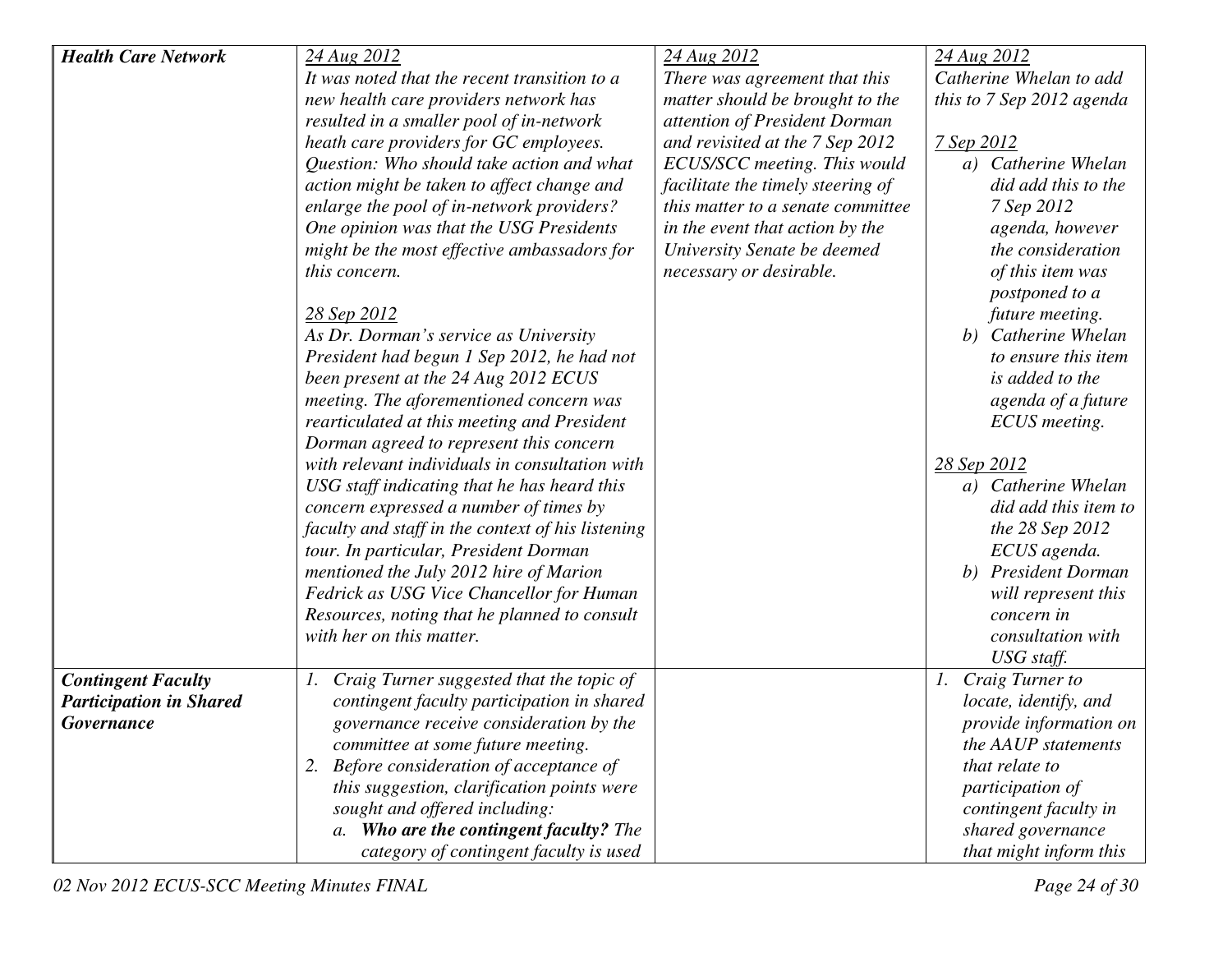| | | | |
|---|---|---|---|
| ***Health Care Network*** | *24 Aug 2012*<br>*It was noted that the recent transition to a new health care providers network has resulted in a smaller pool of in-network heath care providers for GC employees. Question: Who should take action and what action might be taken to affect change and enlarge the pool of in-network providers? One opinion was that the USG Presidents might be the most effective ambassadors for this concern.*<br><br>*28 Sep 2012*<br>*As Dr. Dorman's service as University President had begun 1 Sep 2012, he had not been present at the 24 Aug 2012 ECUS meeting. The aforementioned concern was rearticulated at this meeting and President Dorman agreed to represent this concern with relevant individuals in consultation with USG staff indicating that he has heard this concern expressed a number of times by faculty and staff in the context of his listening tour. In particular, President Dorman mentioned the July 2012 hire of Marion Fedrick as USG Vice Chancellor for Human Resources, noting that he planned to consult with her on this matter.* | *24 Aug 2012*<br>*There was agreement that this matter should be brought to the attention of President Dorman and revisited at the 7 Sep 2012 ECUS/SCC meeting. This would facilitate the timely steering of this matter to a senate committee in the event that action by the University Senate be deemed necessary or desirable.* | *24 Aug 2012*<br>*Catherine Whelan to add this to 7 Sep 2012 agenda*<br><br>*7 Sep 2012*<br>*a) Catherine Whelan did add this to the 7 Sep 2012 agenda, however the consideration of this item was postponed to a future meeting.*<br>*b) Catherine Whelan to ensure this item is added to the agenda of a future ECUS meeting.*<br><br>*28 Sep 2012*<br>*a) Catherine Whelan did add this item to the 28 Sep 2012 ECUS agenda.*<br>*b) President Dorman will represent this concern in consultation with USG staff.* |
| ***Contingent Faculty Participation in Shared Governance*** | *1. Craig Turner suggested that the topic of contingent faculty participation in shared governance receive consideration by the committee at some future meeting.*<br>*2. Before consideration of acceptance of this suggestion, clarification points were sought and offered including:*<br>*a. **Who are the contingent faculty?** The category of contingent faculty is used* | | *1. Craig Turner to locate, identify, and provide information on the AAUP statements that relate to participation of contingent faculty in shared governance that might inform this* |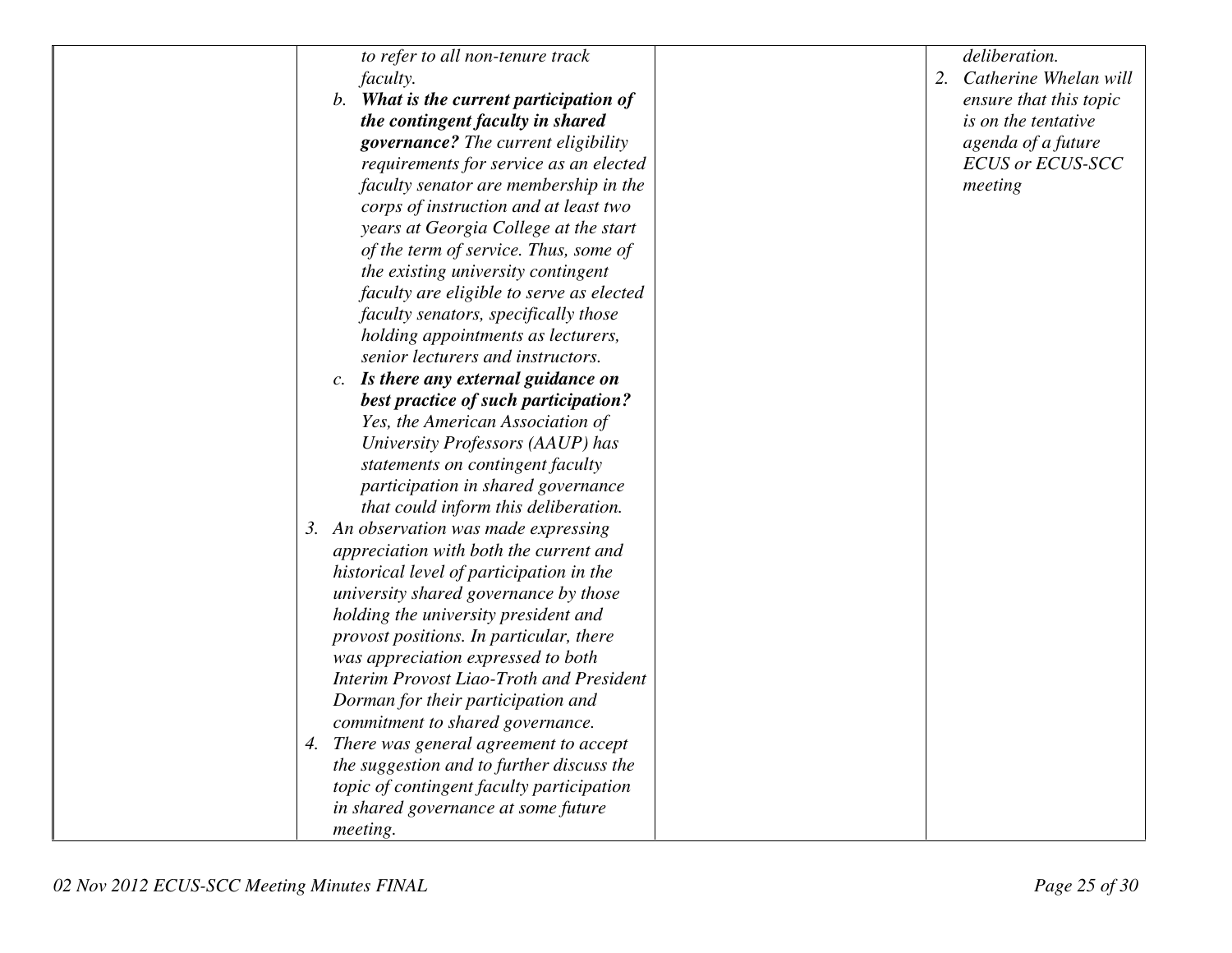| | | | |
|---|---|---|---|
| | *to refer to all non-tenure track faculty.*<br>*b.* ***What is the current participation of the contingent faculty in shared governance?*** *The current eligibility requirements for service as an elected faculty senator are membership in the corps of instruction and at least two years at Georgia College at the start of the term of service. Thus, some of the existing university contingent faculty are eligible to serve as elected faculty senators, specifically those holding appointments as lecturers, senior lecturers and instructors.*<br>*c.* ***Is there any external guidance on best practice of such participation?*** *Yes, the American Association of University Professors (AAUP) has statements on contingent faculty participation in shared governance that could inform this deliberation.*<br>*3. An observation was made expressing appreciation with both the current and historical level of participation in the university shared governance by those holding the university president and provost positions. In particular, there was appreciation expressed to both Interim Provost Liao-Troth and President Dorman for their participation and commitment to shared governance.*<br>*4. There was general agreement to accept the suggestion and to further discuss the topic of contingent faculty participation in shared governance at some future meeting.* | | *deliberation.*<br>*2. Catherine Whelan will ensure that this topic is on the tentative agenda of a future ECUS or ECUS-SCC meeting* |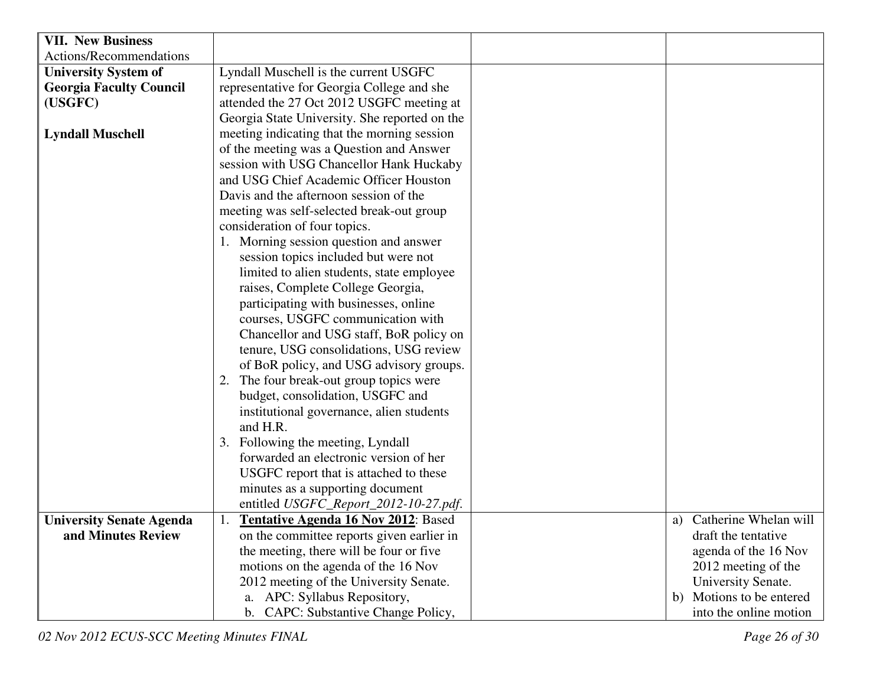| **VII. New Business** Actions/Recommendations | | | |
|---|---|---|---|
| **University System of Georgia Faculty Council (USGFC)**<br><br>**Lyndall Muschell** | Lyndall Muschell is the current USGFC representative for Georgia College and she attended the 27 Oct 2012 USGFC meeting at Georgia State University. She reported on the meeting indicating that the morning session of the meeting was a Question and Answer session with USG Chancellor Hank Huckaby and USG Chief Academic Officer Houston Davis and the afternoon session of the meeting was self-selected break-out group consideration of four topics.<br>1. Morning session question and answer session topics included but were not limited to alien students, state employee raises, Complete College Georgia, participating with businesses, online courses, USGFC communication with Chancellor and USG staff, BoR policy on tenure, USG consolidations, USG review of BoR policy, and USG advisory groups.<br>2. The four break-out group topics were budget, consolidation, USGFC and institutional governance, alien students and H.R.<br>3. Following the meeting, Lyndall forwarded an electronic version of her USGFC report that is attached to these minutes as a supporting document entitled *USGFC_Report_2012-10-27.pdf*. | | |
| **University Senate Agenda and Minutes Review** | 1. **Tentative Agenda 16 Nov 2012**: Based on the committee reports given earlier in the meeting, there will be four or five motions on the agenda of the 16 Nov 2012 meeting of the University Senate.<br>a. APC: Syllabus Repository,<br>b. CAPC: Substantive Change Policy, | | a) Catherine Whelan will draft the tentative agenda of the 16 Nov 2012 meeting of the University Senate.<br>b) Motions to be entered into the online motion |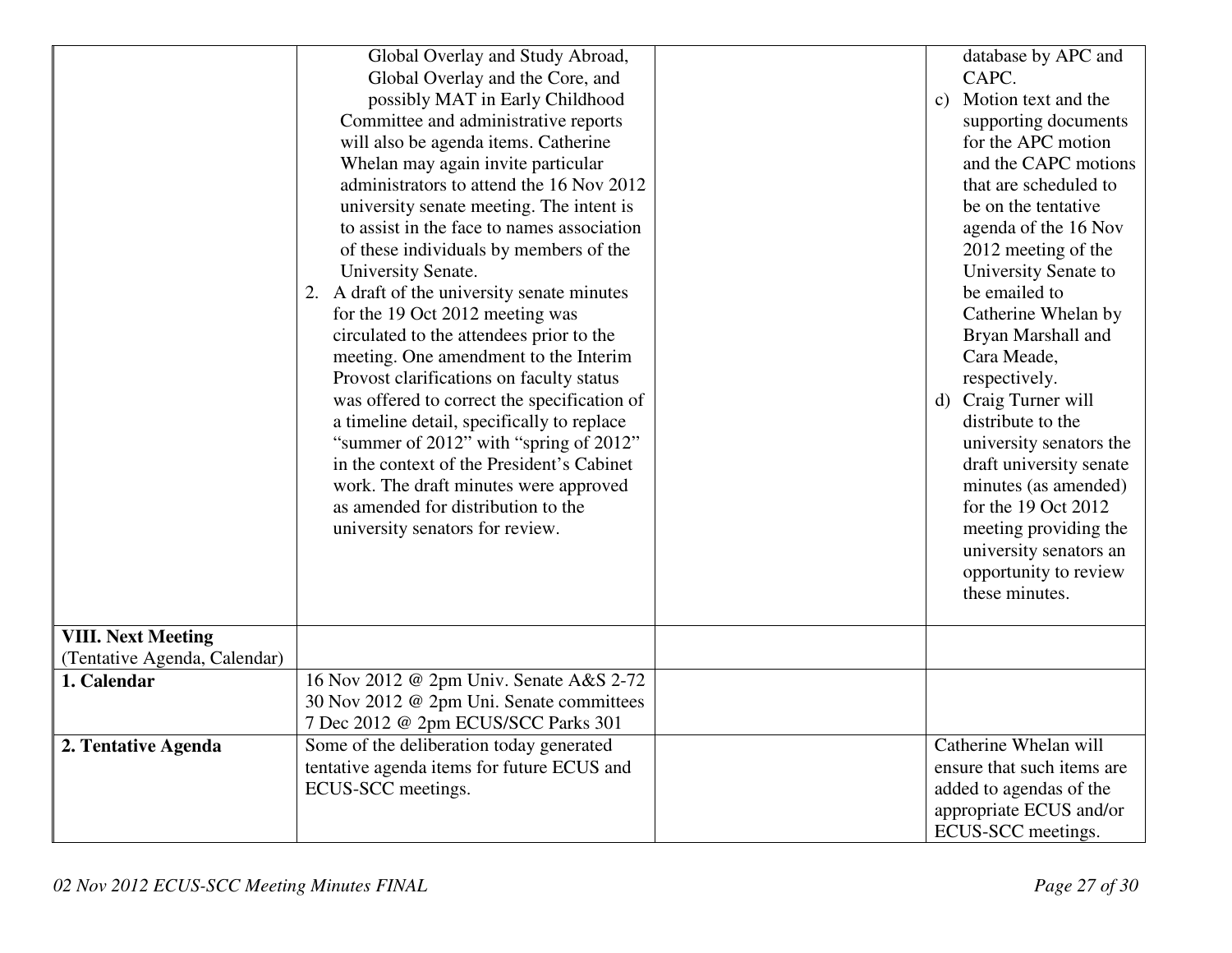| | | | |
|---|---|---|---|
| | Global Overlay and Study Abroad, Global Overlay and the Core, and possibly MAT in Early Childhood Committee and administrative reports will also be agenda items. Catherine Whelan may again invite particular administrators to attend the 16 Nov 2012 university senate meeting. The intent is to assist in the face to names association of these individuals by members of the University Senate.<br>2. A draft of the university senate minutes for the 19 Oct 2012 meeting was circulated to the attendees prior to the meeting. One amendment to the Interim Provost clarifications on faculty status was offered to correct the specification of a timeline detail, specifically to replace "summer of 2012" with "spring of 2012" in the context of the President's Cabinet work. The draft minutes were approved as amended for distribution to the university senators for review. | | database by APC and CAPC.<br>c) Motion text and the supporting documents for the APC motion and the CAPC motions that are scheduled to be on the tentative agenda of the 16 Nov 2012 meeting of the University Senate to be emailed to Catherine Whelan by Bryan Marshall and Cara Meade, respectively.<br>d) Craig Turner will distribute to the university senators the draft university senate minutes (as amended) for the 19 Oct 2012 meeting providing the university senators an opportunity to review these minutes. |
| **VIII. Next Meeting** (Tentative Agenda, Calendar) | | | |
| **1. Calendar** | 16 Nov 2012 @ 2pm Univ. Senate A&S 2-72<br>30 Nov 2012 @ 2pm Uni. Senate committees<br>7 Dec 2012 @ 2pm ECUS/SCC Parks 301 | | |
| **2. Tentative Agenda** | Some of the deliberation today generated tentative agenda items for future ECUS and ECUS-SCC meetings. | | Catherine Whelan will ensure that such items are added to agendas of the appropriate ECUS and/or ECUS-SCC meetings. |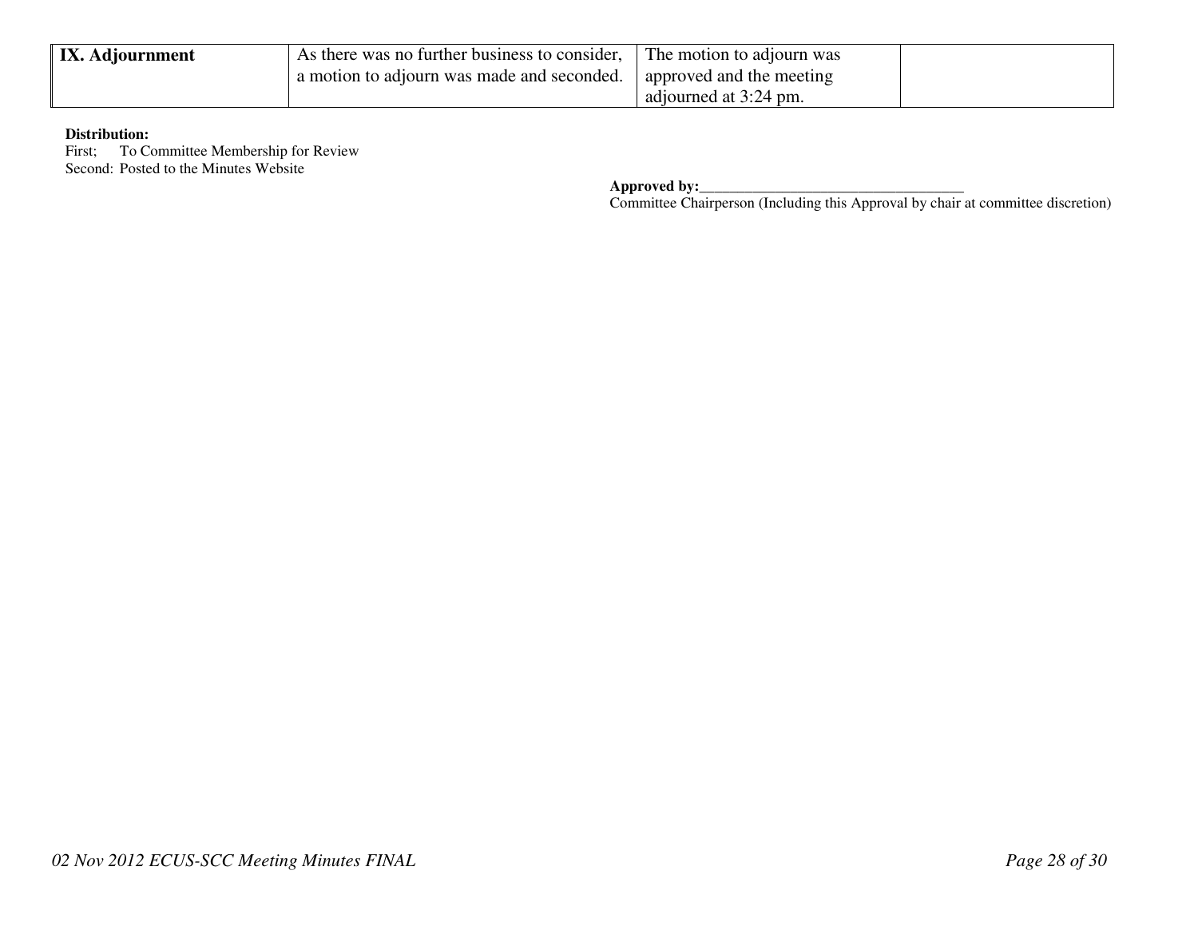| **IX. Adjournment** | As there was no further business to consider, a motion to adjourn was made and seconded. | The motion to adjourn was approved and the meeting adjourned at 3:24 pm. | |
|---|---|---|---|

**Distribution:**
First; To Committee Membership for Review
Second: Posted to the Minutes Website

**Approved by:**___________________________________
Committee Chairperson (Including this Approval by chair at committee discretion)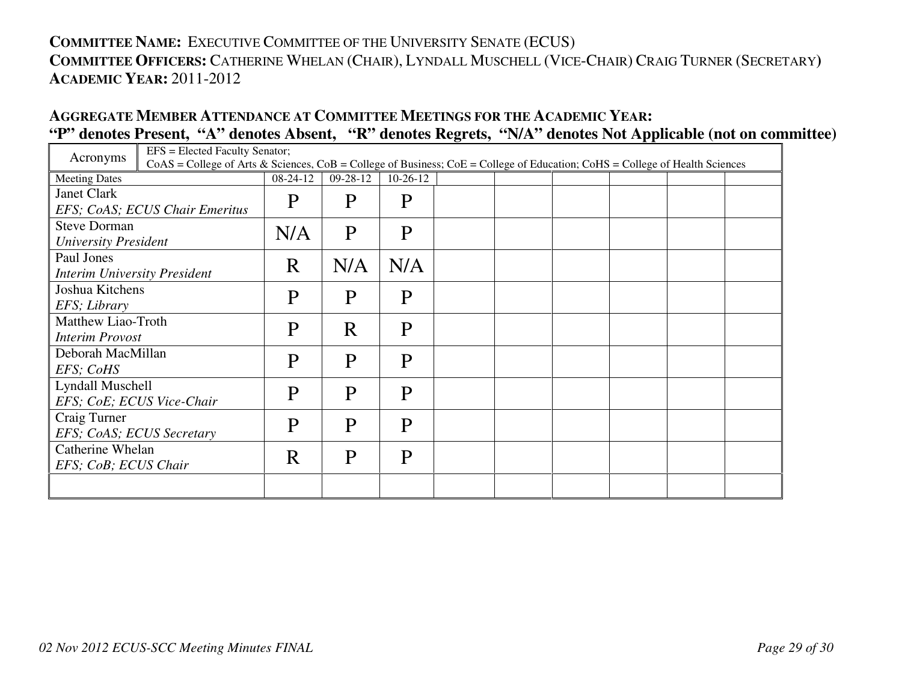**COMMITTEE NAME:** EXECUTIVE COMMITTEE OF THE UNIVERSITY SENATE (ECUS)
**COMMITTEE OFFICERS:** CATHERINE WHELAN (CHAIR), LYNDALL MUSCHELL (VICE-CHAIR) CRAIG TURNER (SECRETARY)
**ACADEMIC YEAR:** 2011-2012

**AGGREGATE MEMBER ATTENDANCE AT COMMITTEE MEETINGS FOR THE ACADEMIC YEAR:**
**"P" denotes Present, "A" denotes Absent, "R" denotes Regrets, "N/A" denotes Not Applicable (not on committee)**

| Acronyms | EFS = Elected Faculty Senator; CoAS = College of Arts & Sciences, CoB = College of Business; CoE = College of Education; CoHS = College of Health Sciences | | | | | | | | |
|---|---|---|---|---|---|---|---|---|---|
| Meeting Dates | 08-24-12 | 09-28-12 | 10-26-12 | | | | | | |
| Janet Clark *EFS; CoAS; ECUS Chair Emeritus* | P | P | P | | | | | | |
| Steve Dorman *University President* | N/A | P | P | | | | | | |
| Paul Jones *Interim University President* | R | N/A | N/A | | | | | | |
| Joshua Kitchens *EFS; Library* | P | P | P | | | | | | |
| Matthew Liao-Troth *Interim Provost* | P | R | P | | | | | | |
| Deborah MacMillan *EFS; CoHS* | P | P | P | | | | | | |
| Lyndall Muschell *EFS; CoE; ECUS Vice-Chair* | P | P | P | | | | | | |
| Craig Turner *EFS; CoAS; ECUS Secretary* | P | P | P | | | | | | |
| Catherine Whelan *EFS; CoB; ECUS Chair* | R | P | P | | | | | | |
| | | | | | | | | | |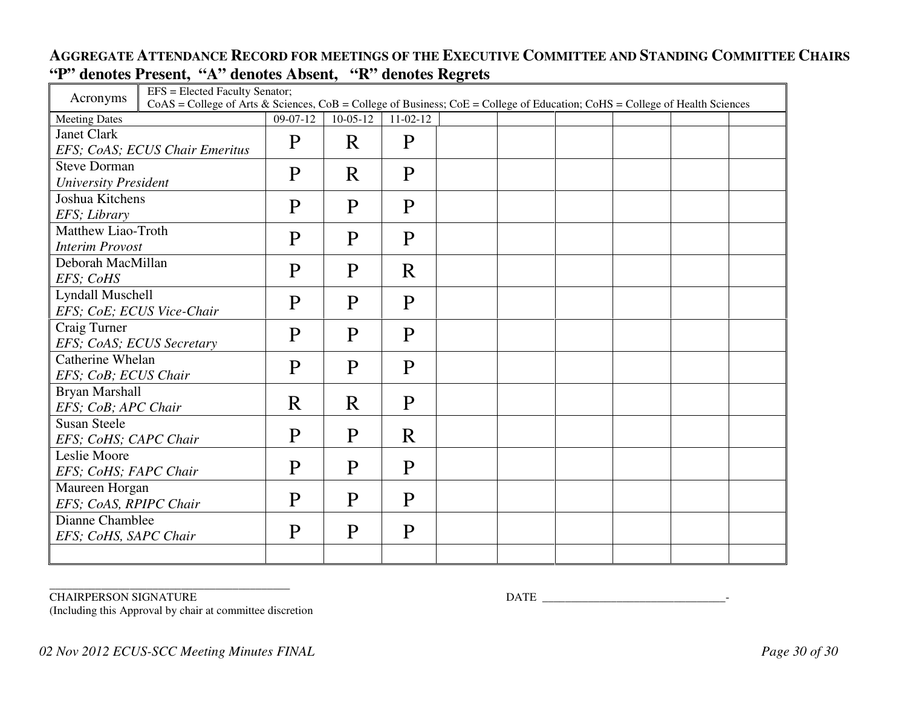**AGGREGATE ATTENDANCE RECORD FOR MEETINGS OF THE EXECUTIVE COMMITTEE AND STANDING COMMITTEE CHAIRS**

**"P" denotes Present, "A" denotes Absent, "R" denotes Regrets**

| Acronyms | EFS = Elected Faculty Senator; CoAS = College of Arts & Sciences, CoB = College of Business; CoE = College of Education; CoHS = College of Health Sciences | | | | | | | | |
|---|---|---|---|---|---|---|---|---|---|
| Meeting Dates | 09-07-12 | 10-05-12 | 11-02-12 | | | | | | |
| Janet Clark<br>*EFS; CoAS; ECUS Chair Emeritus* | P | R | P | | | | | | |
| Steve Dorman<br>*University President* | P | R | P | | | | | | |
| Joshua Kitchens<br>*EFS; Library* | P | P | P | | | | | | |
| Matthew Liao-Troth<br>*Interim Provost* | P | P | P | | | | | | |
| Deborah MacMillan<br>*EFS; CoHS* | P | P | R | | | | | | |
| Lyndall Muschell<br>*EFS; CoE; ECUS Vice-Chair* | P | P | P | | | | | | |
| Craig Turner<br>*EFS; CoAS; ECUS Secretary* | P | P | P | | | | | | |
| Catherine Whelan<br>*EFS; CoB; ECUS Chair* | P | P | P | | | | | | |
| Bryan Marshall<br>*EFS; CoB; APC Chair* | R | R | P | | | | | | |
| Susan Steele<br>*EFS; CoHS; CAPC Chair* | P | P | R | | | | | | |
| Leslie Moore<br>*EFS; CoHS; FAPC Chair* | P | P | P | | | | | | |
| Maureen Horgan<br>*EFS; CoAS, RPIPC Chair* | P | P | P | | | | | | |
| Dianne Chamblee<br>*EFS; CoHS, SAPC Chair* | P | P | P | | | | | | |
| | | | | | | | | | |

\_\_\_\_\_\_\_\_\_\_\_\_\_\_\_\_\_\_\_\_\_\_\_\_\_\_\_\_\_\_\_\_\_\_\_\_\_\_\_\_\_\_

CHAIRPERSON SIGNATURE

(Including this Approval by chair at committee discretion

DATE \_\_\_\_\_\_\_\_\_\_\_\_\_\_\_\_\_\_\_\_\_\_\_\_\_\_\_\_\_\_\_\_-